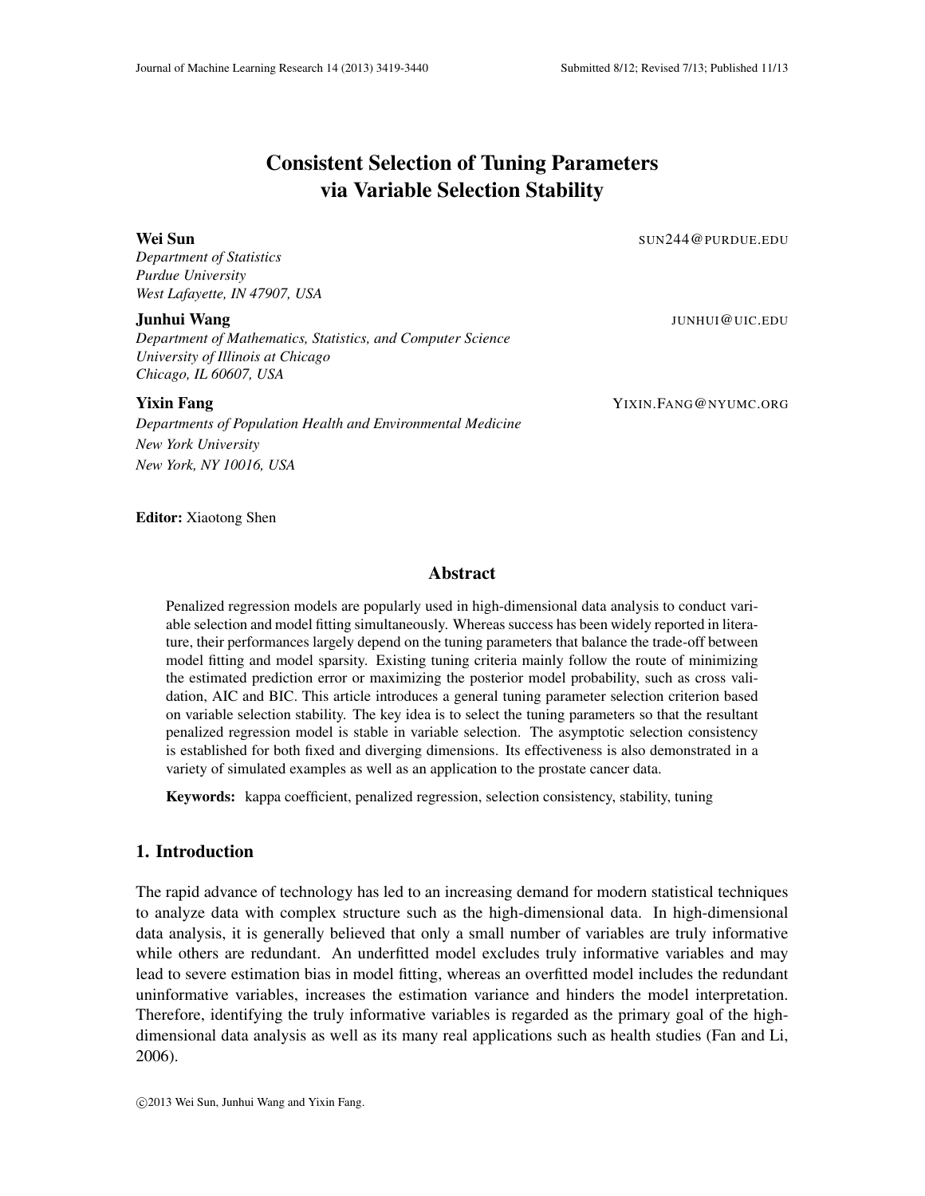# Consistent Selection of Tuning Parameters via Variable Selection Stability

**Wei Sun** SUN244@PURDUE.EDU
*Department of Statistics*
*Purdue University*
*West Lafayette, IN 47907, USA*

**Junhui Wang** JUNHUI@UIC.EDU
*Department of Mathematics, Statistics, and Computer Science*
*University of Illinois at Chicago*
*Chicago, IL 60607, USA*

**Yixin Fang** YIXIN.FANG@NYUMC.ORG
*Departments of Population Health and Environmental Medicine*
*New York University*
*New York, NY 10016, USA*

**Editor:** Xiaotong Shen

## Abstract

Penalized regression models are popularly used in high-dimensional data analysis to conduct variable selection and model fitting simultaneously. Whereas success has been widely reported in literature, their performances largely depend on the tuning parameters that balance the trade-off between model fitting and model sparsity. Existing tuning criteria mainly follow the route of minimizing the estimated prediction error or maximizing the posterior model probability, such as cross validation, AIC and BIC. This article introduces a general tuning parameter selection criterion based on variable selection stability. The key idea is to select the tuning parameters so that the resultant penalized regression model is stable in variable selection. The asymptotic selection consistency is established for both fixed and diverging dimensions. Its effectiveness is also demonstrated in a variety of simulated examples as well as an application to the prostate cancer data.

**Keywords:** kappa coefficient, penalized regression, selection consistency, stability, tuning

## 1. Introduction

The rapid advance of technology has led to an increasing demand for modern statistical techniques to analyze data with complex structure such as the high-dimensional data. In high-dimensional data analysis, it is generally believed that only a small number of variables are truly informative while others are redundant. An underfitted model excludes truly informative variables and may lead to severe estimation bias in model fitting, whereas an overfitted model includes the redundant uninformative variables, increases the estimation variance and hinders the model interpretation. Therefore, identifying the truly informative variables is regarded as the primary goal of the high-dimensional data analysis as well as its many real applications such as health studies (Fan and Li, 2006).

©2013 Wei Sun, Junhui Wang and Yixin Fang.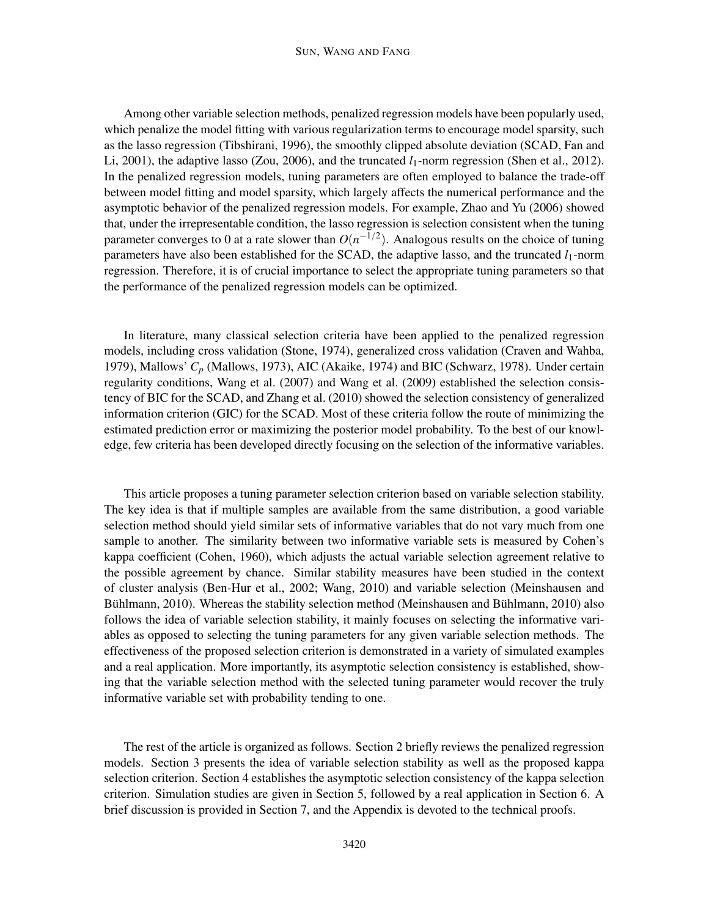Among other variable selection methods, penalized regression models have been popularly used, which penalize the model fitting with various regularization terms to encourage model sparsity, such as the lasso regression (Tibshirani, 1996), the smoothly clipped absolute deviation (SCAD, Fan and Li, 2001), the adaptive lasso (Zou, 2006), and the truncated $l_1$-norm regression (Shen et al., 2012). In the penalized regression models, tuning parameters are often employed to balance the trade-off between model fitting and model sparsity, which largely affects the numerical performance and the asymptotic behavior of the penalized regression models. For example, Zhao and Yu (2006) showed that, under the irrepresentable condition, the lasso regression is selection consistent when the tuning parameter converges to 0 at a rate slower than $O(n^{-1/2})$. Analogous results on the choice of tuning parameters have also been established for the SCAD, the adaptive lasso, and the truncated $l_1$-norm regression. Therefore, it is of crucial importance to select the appropriate tuning parameters so that the performance of the penalized regression models can be optimized.

In literature, many classical selection criteria have been applied to the penalized regression models, including cross validation (Stone, 1974), generalized cross validation (Craven and Wahba, 1979), Mallows' $C_p$ (Mallows, 1973), AIC (Akaike, 1974) and BIC (Schwarz, 1978). Under certain regularity conditions, Wang et al. (2007) and Wang et al. (2009) established the selection consistency of BIC for the SCAD, and Zhang et al. (2010) showed the selection consistency of generalized information criterion (GIC) for the SCAD. Most of these criteria follow the route of minimizing the estimated prediction error or maximizing the posterior model probability. To the best of our knowledge, few criteria has been developed directly focusing on the selection of the informative variables.

This article proposes a tuning parameter selection criterion based on variable selection stability. The key idea is that if multiple samples are available from the same distribution, a good variable selection method should yield similar sets of informative variables that do not vary much from one sample to another. The similarity between two informative variable sets is measured by Cohen's kappa coefficient (Cohen, 1960), which adjusts the actual variable selection agreement relative to the possible agreement by chance. Similar stability measures have been studied in the context of cluster analysis (Ben-Hur et al., 2002; Wang, 2010) and variable selection (Meinshausen and Bühlmann, 2010). Whereas the stability selection method (Meinshausen and Bühlmann, 2010) also follows the idea of variable selection stability, it mainly focuses on selecting the informative variables as opposed to selecting the tuning parameters for any given variable selection methods. The effectiveness of the proposed selection criterion is demonstrated in a variety of simulated examples and a real application. More importantly, its asymptotic selection consistency is established, showing that the variable selection method with the selected tuning parameter would recover the truly informative variable set with probability tending to one.

The rest of the article is organized as follows. Section 2 briefly reviews the penalized regression models. Section 3 presents the idea of variable selection stability as well as the proposed kappa selection criterion. Section 4 establishes the asymptotic selection consistency of the kappa selection criterion. Simulation studies are given in Section 5, followed by a real application in Section 6. A brief discussion is provided in Section 7, and the Appendix is devoted to the technical proofs.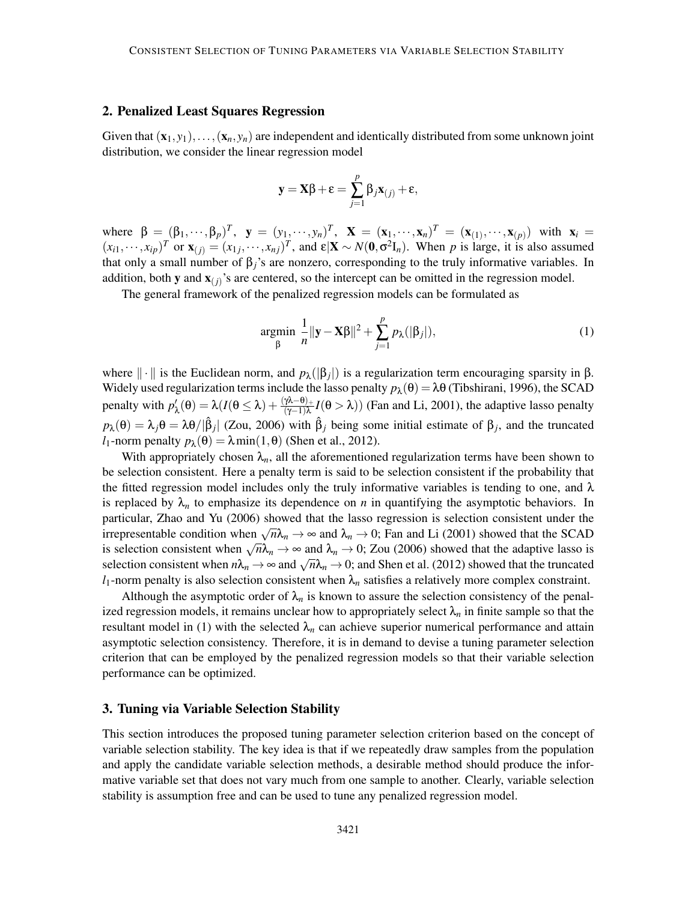## 2. Penalized Least Squares Regression

Given that $(\mathbf{x}_1, y_1), \ldots, (\mathbf{x}_n, y_n)$ are independent and identically distributed from some unknown joint distribution, we consider the linear regression model

$$\mathbf{y} = \mathbf{X}\beta + \varepsilon = \sum_{j=1}^{p} \beta_j \mathbf{x}_{(j)} + \varepsilon,$$

where $\beta = (\beta_1, \cdots, \beta_p)^T$, $\mathbf{y} = (y_1, \cdots, y_n)^T$, $\mathbf{X} = (\mathbf{x}_1, \cdots, \mathbf{x}_n)^T = (\mathbf{x}_{(1)}, \cdots, \mathbf{x}_{(p)})$ with $\mathbf{x}_i = (x_{i1}, \cdots, x_{ip})^T$ or $\mathbf{x}_{(j)} = (x_{1j}, \cdots, x_{nj})^T$, and $\varepsilon | \mathbf{X} \sim N(\mathbf{0}, \sigma^2 \mathbf{I}_n)$. When $p$ is large, it is also assumed that only a small number of $\beta_j$'s are nonzero, corresponding to the truly informative variables. In addition, both $\mathbf{y}$ and $\mathbf{x}_{(j)}$'s are centered, so the intercept can be omitted in the regression model.

The general framework of the penalized regression models can be formulated as

$$\underset{\beta}{\operatorname{argmin}} \ \frac{1}{n} \|\mathbf{y} - \mathbf{X}\beta\|^2 + \sum_{j=1}^{p} p_\lambda(|\beta_j|), \tag{1}$$

where $\|\cdot\|$ is the Euclidean norm, and $p_\lambda(|\beta_j|)$ is a regularization term encouraging sparsity in $\beta$. Widely used regularization terms include the lasso penalty $p_\lambda(\theta) = \lambda\theta$ (Tibshirani, 1996), the SCAD penalty with $p'_\lambda(\theta) = \lambda(I(\theta \leq \lambda) + \frac{(\gamma\lambda - \theta)_+}{(\gamma - 1)\lambda} I(\theta > \lambda))$ (Fan and Li, 2001), the adaptive lasso penalty $p_\lambda(\theta) = \lambda_j \theta = \lambda\theta / |\hat{\beta}_j|$ (Zou, 2006) with $\hat{\beta}_j$ being some initial estimate of $\beta_j$, and the truncated $l_1$-norm penalty $p_\lambda(\theta) = \lambda \min(1, \theta)$ (Shen et al., 2012).

With appropriately chosen $\lambda_n$, all the aforementioned regularization terms have been shown to be selection consistent. Here a penalty term is said to be selection consistent if the probability that the fitted regression model includes only the truly informative variables is tending to one, and $\lambda$ is replaced by $\lambda_n$ to emphasize its dependence on $n$ in quantifying the asymptotic behaviors. In particular, Zhao and Yu (2006) showed that the lasso regression is selection consistent under the irrepresentable condition when $\sqrt{n}\lambda_n \to \infty$ and $\lambda_n \to 0$; Fan and Li (2001) showed that the SCAD is selection consistent when $\sqrt{n}\lambda_n \to \infty$ and $\lambda_n \to 0$; Zou (2006) showed that the adaptive lasso is selection consistent when $n\lambda_n \to \infty$ and $\sqrt{n}\lambda_n \to 0$; and Shen et al. (2012) showed that the truncated $l_1$-norm penalty is also selection consistent when $\lambda_n$ satisfies a relatively more complex constraint.

Although the asymptotic order of $\lambda_n$ is known to assure the selection consistency of the penalized regression models, it remains unclear how to appropriately select $\lambda_n$ in finite sample so that the resultant model in (1) with the selected $\lambda_n$ can achieve superior numerical performance and attain asymptotic selection consistency. Therefore, it is in demand to devise a tuning parameter selection criterion that can be employed by the penalized regression models so that their variable selection performance can be optimized.

## 3. Tuning via Variable Selection Stability

This section introduces the proposed tuning parameter selection criterion based on the concept of variable selection stability. The key idea is that if we repeatedly draw samples from the population and apply the candidate variable selection methods, a desirable method should produce the informative variable set that does not vary much from one sample to another. Clearly, variable selection stability is assumption free and can be used to tune any penalized regression model.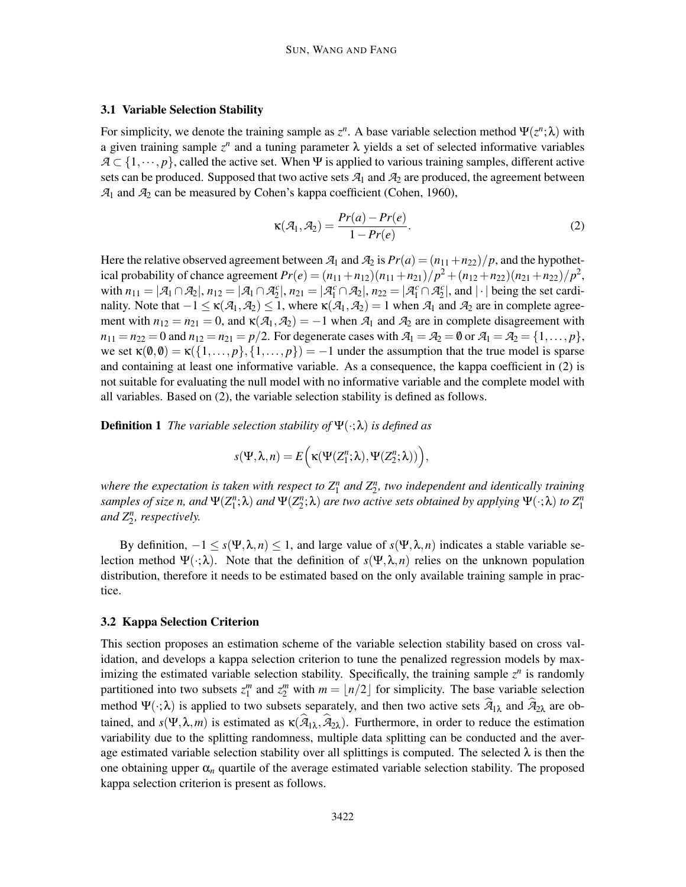### 3.1 Variable Selection Stability

For simplicity, we denote the training sample as $z^n$. A base variable selection method $\Psi(z^n;\lambda)$ with a given training sample $z^n$ and a tuning parameter $\lambda$ yields a set of selected informative variables $\mathcal{A} \subset \{1,\cdots,p\}$, called the active set. When $\Psi$ is applied to various training samples, different active sets can be produced. Supposed that two active sets $\mathcal{A}_1$ and $\mathcal{A}_2$ are produced, the agreement between $\mathcal{A}_1$ and $\mathcal{A}_2$ can be measured by Cohen's kappa coefficient (Cohen, 1960),

$$\kappa(\mathcal{A}_1,\mathcal{A}_2) = \frac{Pr(a) - Pr(e)}{1 - Pr(e)}. \tag{2}$$

Here the relative observed agreement between $\mathcal{A}_1$ and $\mathcal{A}_2$ is $Pr(a) = (n_{11}+n_{22})/p$, and the hypothetical probability of chance agreement $Pr(e) = (n_{11}+n_{12})(n_{11}+n_{21})/p^2 + (n_{12}+n_{22})(n_{21}+n_{22})/p^2$, with $n_{11} = |\mathcal{A}_1 \cap \mathcal{A}_2|$, $n_{12} = |\mathcal{A}_1 \cap \mathcal{A}_2^c|$, $n_{21} = |\mathcal{A}_1^c \cap \mathcal{A}_2|$, $n_{22} = |\mathcal{A}_1^c \cap \mathcal{A}_2^c|$, and $|\cdot|$ being the set cardinality. Note that $-1 \le \kappa(\mathcal{A}_1,\mathcal{A}_2) \le 1$, where $\kappa(\mathcal{A}_1,\mathcal{A}_2) = 1$ when $\mathcal{A}_1$ and $\mathcal{A}_2$ are in complete agreement with $n_{12} = n_{21} = 0$, and $\kappa(\mathcal{A}_1,\mathcal{A}_2) = -1$ when $\mathcal{A}_1$ and $\mathcal{A}_2$ are in complete disagreement with $n_{11} = n_{22} = 0$ and $n_{12} = n_{21} = p/2$. For degenerate cases with $\mathcal{A}_1 = \mathcal{A}_2 = \emptyset$ or $\mathcal{A}_1 = \mathcal{A}_2 = \{1,\ldots,p\}$, we set $\kappa(\emptyset,\emptyset) = \kappa(\{1,\ldots,p\},\{1,\ldots,p\}) = -1$ under the assumption that the true model is sparse and containing at least one informative variable. As a consequence, the kappa coefficient in (2) is not suitable for evaluating the null model with no informative variable and the complete model with all variables. Based on (2), the variable selection stability is defined as follows.

**Definition 1** *The variable selection stability of $\Psi(\cdot;\lambda)$ is defined as*

$$s(\Psi,\lambda,n) = E\Big(\kappa(\Psi(Z_1^n;\lambda),\Psi(Z_2^n;\lambda))\Big),$$

*where the expectation is taken with respect to $Z_1^n$ and $Z_2^n$, two independent and identically training samples of size n, and $\Psi(Z_1^n;\lambda)$ and $\Psi(Z_2^n;\lambda)$ are two active sets obtained by applying $\Psi(\cdot;\lambda)$ to $Z_1^n$ and $Z_2^n$, respectively.*

By definition, $-1 \le s(\Psi,\lambda,n) \le 1$, and large value of $s(\Psi,\lambda,n)$ indicates a stable variable selection method $\Psi(\cdot;\lambda)$. Note that the definition of $s(\Psi,\lambda,n)$ relies on the unknown population distribution, therefore it needs to be estimated based on the only available training sample in practice.

### 3.2 Kappa Selection Criterion

This section proposes an estimation scheme of the variable selection stability based on cross validation, and develops a kappa selection criterion to tune the penalized regression models by maximizing the estimated variable selection stability. Specifically, the training sample $z^n$ is randomly partitioned into two subsets $z_1^m$ and $z_2^m$ with $m = \lfloor n/2 \rfloor$ for simplicity. The base variable selection method $\Psi(\cdot;\lambda)$ is applied to two subsets separately, and then two active sets $\widehat{\mathcal{A}}_{1\lambda}$ and $\widehat{\mathcal{A}}_{2\lambda}$ are obtained, and $s(\Psi,\lambda,m)$ is estimated as $\kappa(\widehat{\mathcal{A}}_{1\lambda},\widehat{\mathcal{A}}_{2\lambda})$. Furthermore, in order to reduce the estimation variability due to the splitting randomness, multiple data splitting can be conducted and the average estimated variable selection stability over all splittings is computed. The selected $\lambda$ is then the one obtaining upper $\alpha_n$ quartile of the average estimated variable selection stability. The proposed kappa selection criterion is present as follows.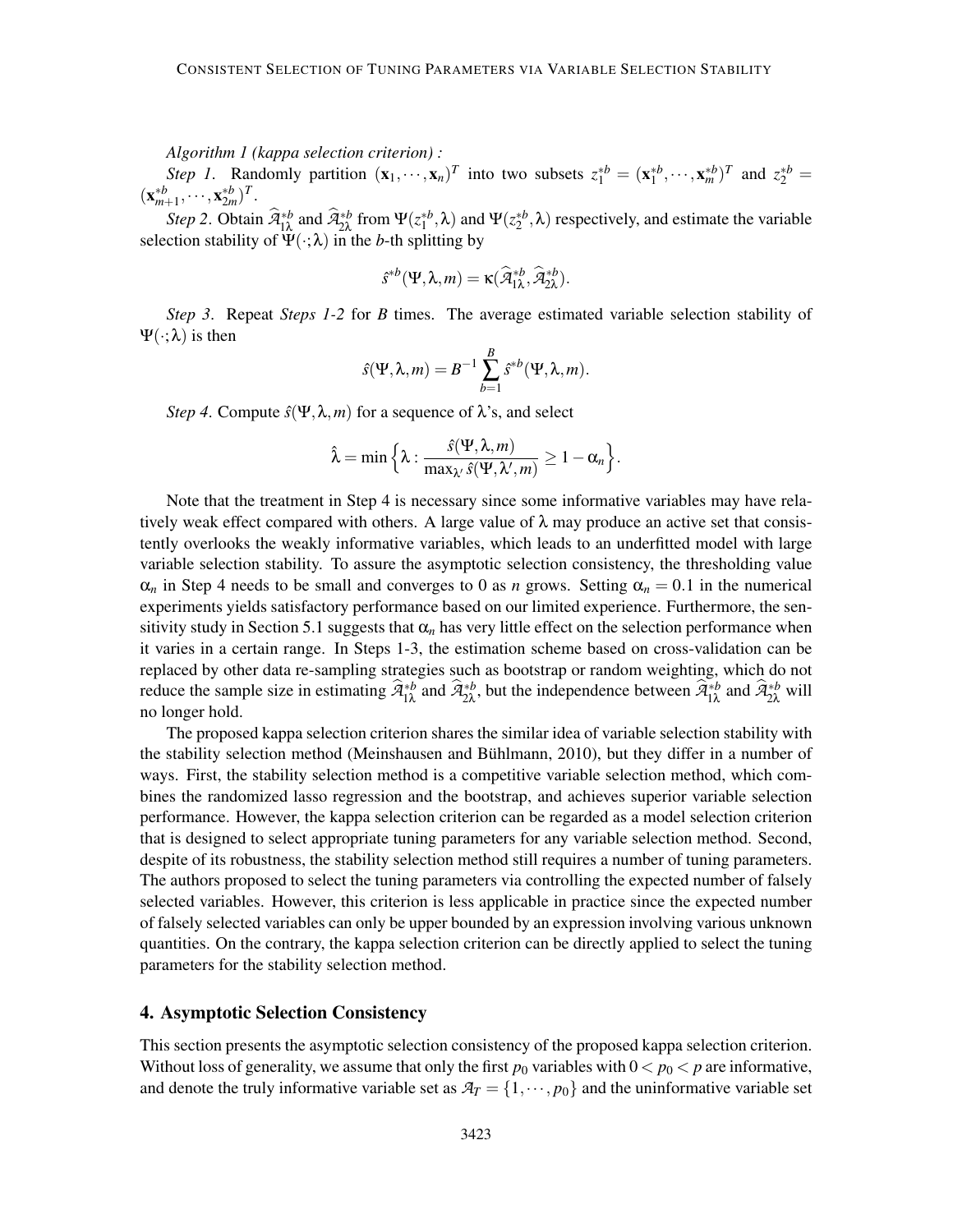*Algorithm 1 (kappa selection criterion) :*

*Step 1*. Randomly partition $(\mathbf{x}_1, \cdots, \mathbf{x}_n)^T$ into two subsets $z_1^{*b} = (\mathbf{x}_1^{*b}, \cdots, \mathbf{x}_m^{*b})^T$ and $z_2^{*b} = (\mathbf{x}_{m+1}^{*b}, \cdots, \mathbf{x}_{2m}^{*b})^T$.

*Step 2*. Obtain $\widehat{\mathcal{A}}_{1\lambda}^{*b}$ and $\widehat{\mathcal{A}}_{2\lambda}^{*b}$ from $\Psi(z_1^{*b}, \lambda)$ and $\Psi(z_2^{*b}, \lambda)$ respectively, and estimate the variable selection stability of $\Psi(\cdot;\lambda)$ in the $b$-th splitting by

$$\hat{s}^{*b}(\Psi, \lambda, m) = \kappa(\widehat{\mathcal{A}}_{1\lambda}^{*b}, \widehat{\mathcal{A}}_{2\lambda}^{*b}).$$

*Step 3*. Repeat *Steps 1-2* for $B$ times. The average estimated variable selection stability of $\Psi(\cdot;\lambda)$ is then

$$\hat{s}(\Psi, \lambda, m) = B^{-1} \sum_{b=1}^{B} \hat{s}^{*b}(\Psi, \lambda, m).$$

*Step 4*. Compute $\hat{s}(\Psi, \lambda, m)$ for a sequence of $\lambda$'s, and select

$$\hat{\lambda} = \min\Big\{\lambda : \frac{\hat{s}(\Psi, \lambda, m)}{\max_{\lambda'} \hat{s}(\Psi, \lambda', m)} \geq 1 - \alpha_n\Big\}.$$

Note that the treatment in Step 4 is necessary since some informative variables may have relatively weak effect compared with others. A large value of $\lambda$ may produce an active set that consistently overlooks the weakly informative variables, which leads to an underfitted model with large variable selection stability. To assure the asymptotic selection consistency, the thresholding value $\alpha_n$ in Step 4 needs to be small and converges to 0 as $n$ grows. Setting $\alpha_n = 0.1$ in the numerical experiments yields satisfactory performance based on our limited experience. Furthermore, the sensitivity study in Section 5.1 suggests that $\alpha_n$ has very little effect on the selection performance when it varies in a certain range. In Steps 1-3, the estimation scheme based on cross-validation can be replaced by other data re-sampling strategies such as bootstrap or random weighting, which do not reduce the sample size in estimating $\widehat{\mathcal{A}}_{1\lambda}^{*b}$ and $\widehat{\mathcal{A}}_{2\lambda}^{*b}$, but the independence between $\widehat{\mathcal{A}}_{1\lambda}^{*b}$ and $\widehat{\mathcal{A}}_{2\lambda}^{*b}$ will no longer hold.

The proposed kappa selection criterion shares the similar idea of variable selection stability with the stability selection method (Meinshausen and Bühlmann, 2010), but they differ in a number of ways. First, the stability selection method is a competitive variable selection method, which combines the randomized lasso regression and the bootstrap, and achieves superior variable selection performance. However, the kappa selection criterion can be regarded as a model selection criterion that is designed to select appropriate tuning parameters for any variable selection method. Second, despite of its robustness, the stability selection method still requires a number of tuning parameters. The authors proposed to select the tuning parameters via controlling the expected number of falsely selected variables. However, this criterion is less applicable in practice since the expected number of falsely selected variables can only be upper bounded by an expression involving various unknown quantities. On the contrary, the kappa selection criterion can be directly applied to select the tuning parameters for the stability selection method.

## 4. Asymptotic Selection Consistency

This section presents the asymptotic selection consistency of the proposed kappa selection criterion. Without loss of generality, we assume that only the first $p_0$ variables with $0 < p_0 < p$ are informative, and denote the truly informative variable set as $\mathcal{A}_T = \{1, \cdots, p_0\}$ and the uninformative variable set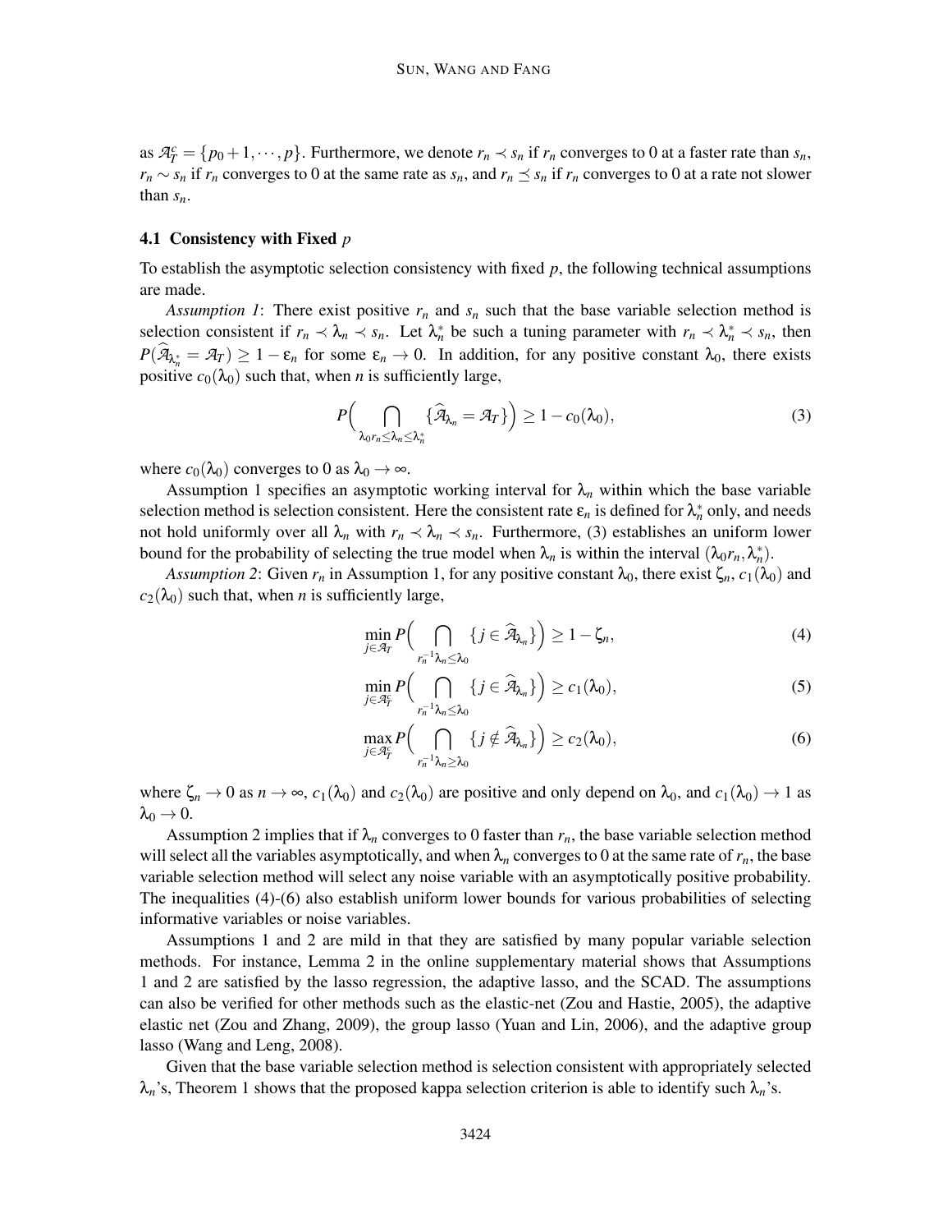as $\mathcal{A}_T^c = \{p_0+1, \cdots, p\}$. Furthermore, we denote $r_n \prec s_n$ if $r_n$ converges to 0 at a faster rate than $s_n$, $r_n \sim s_n$ if $r_n$ converges to 0 at the same rate as $s_n$, and $r_n \preceq s_n$ if $r_n$ converges to 0 at a rate not slower than $s_n$.

### 4.1 Consistency with Fixed $p$

To establish the asymptotic selection consistency with fixed $p$, the following technical assumptions are made.

*Assumption 1*: There exist positive $r_n$ and $s_n$ such that the base variable selection method is selection consistent if $r_n \prec \lambda_n \prec s_n$. Let $\lambda_n^*$ be such a tuning parameter with $r_n \prec \lambda_n^* \prec s_n$, then $P(\widehat{\mathcal{A}}_{\lambda_n^*} = \mathcal{A}_T) \geq 1 - \varepsilon_n$ for some $\varepsilon_n \to 0$. In addition, for any positive constant $\lambda_0$, there exists positive $c_0(\lambda_0)$ such that, when $n$ is sufficiently large,

$$
P\Big( \bigcap_{\lambda_0 r_n \leq \lambda_n \leq \lambda_n^*} \{\widehat{\mathcal{A}}_{\lambda_n} = \mathcal{A}_T\} \Big) \geq 1 - c_0(\lambda_0), \tag{3}
$$

where $c_0(\lambda_0)$ converges to 0 as $\lambda_0 \to \infty$.

Assumption 1 specifies an asymptotic working interval for $\lambda_n$ within which the base variable selection method is selection consistent. Here the consistent rate $\varepsilon_n$ is defined for $\lambda_n^*$ only, and needs not hold uniformly over all $\lambda_n$ with $r_n \prec \lambda_n \prec s_n$. Furthermore, (3) establishes an uniform lower bound for the probability of selecting the true model when $\lambda_n$ is within the interval $(\lambda_0 r_n, \lambda_n^*)$.

*Assumption 2*: Given $r_n$ in Assumption 1, for any positive constant $\lambda_0$, there exist $\zeta_n$, $c_1(\lambda_0)$ and $c_2(\lambda_0)$ such that, when $n$ is sufficiently large,

$$
\min_{j \in \mathcal{A}_T} P\Big( \bigcap_{r_n^{-1}\lambda_n \leq \lambda_0} \{j \in \widehat{\mathcal{A}}_{\lambda_n}\} \Big) \geq 1 - \zeta_n, \tag{4}
$$

$$
\min_{j \in \mathcal{A}_T^c} P\Big( \bigcap_{r_n^{-1}\lambda_n \leq \lambda_0} \{j \in \widehat{\mathcal{A}}_{\lambda_n}\} \Big) \geq c_1(\lambda_0), \tag{5}
$$

$$
\max_{j \in \mathcal{A}_T^c} P\Big( \bigcap_{r_n^{-1}\lambda_n \geq \lambda_0} \{j \notin \widehat{\mathcal{A}}_{\lambda_n}\} \Big) \geq c_2(\lambda_0), \tag{6}
$$

where $\zeta_n \to 0$ as $n \to \infty$, $c_1(\lambda_0)$ and $c_2(\lambda_0)$ are positive and only depend on $\lambda_0$, and $c_1(\lambda_0) \to 1$ as $\lambda_0 \to 0$.

Assumption 2 implies that if $\lambda_n$ converges to 0 faster than $r_n$, the base variable selection method will select all the variables asymptotically, and when $\lambda_n$ converges to 0 at the same rate of $r_n$, the base variable selection method will select any noise variable with an asymptotically positive probability. The inequalities (4)-(6) also establish uniform lower bounds for various probabilities of selecting informative variables or noise variables.

Assumptions 1 and 2 are mild in that they are satisfied by many popular variable selection methods. For instance, Lemma 2 in the online supplementary material shows that Assumptions 1 and 2 are satisfied by the lasso regression, the adaptive lasso, and the SCAD. The assumptions can also be verified for other methods such as the elastic-net (Zou and Hastie, 2005), the adaptive elastic net (Zou and Zhang, 2009), the group lasso (Yuan and Lin, 2006), and the adaptive group lasso (Wang and Leng, 2008).

Given that the base variable selection method is selection consistent with appropriately selected $\lambda_n$'s, Theorem 1 shows that the proposed kappa selection criterion is able to identify such $\lambda_n$'s.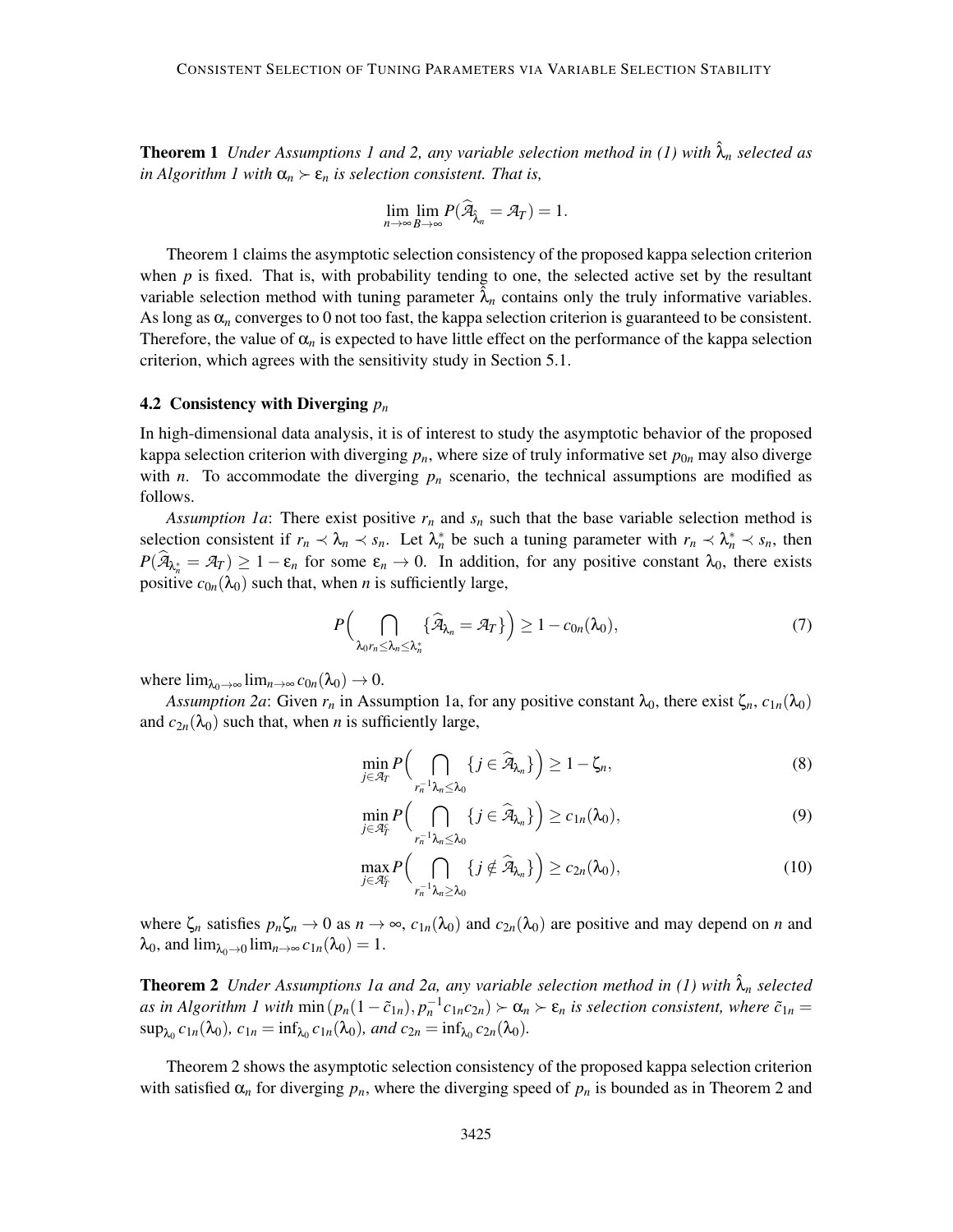**Theorem 1** *Under Assumptions 1 and 2, any variable selection method in (1) with $\hat{\lambda}_n$ selected as in Algorithm 1 with $\alpha_n \succ \varepsilon_n$ is selection consistent. That is,*

$$\lim_{n\to\infty}\lim_{B\to\infty} P(\widehat{\mathcal{A}}_{\hat{\lambda}_n} = \mathcal{A}_T) = 1.$$

Theorem 1 claims the asymptotic selection consistency of the proposed kappa selection criterion when $p$ is fixed. That is, with probability tending to one, the selected active set by the resultant variable selection method with tuning parameter $\hat{\lambda}_n$ contains only the truly informative variables. As long as $\alpha_n$ converges to 0 not too fast, the kappa selection criterion is guaranteed to be consistent. Therefore, the value of $\alpha_n$ is expected to have little effect on the performance of the kappa selection criterion, which agrees with the sensitivity study in Section 5.1.

### 4.2 Consistency with Diverging $p_n$

In high-dimensional data analysis, it is of interest to study the asymptotic behavior of the proposed kappa selection criterion with diverging $p_n$, where size of truly informative set $p_{0n}$ may also diverge with $n$. To accommodate the diverging $p_n$ scenario, the technical assumptions are modified as follows.

*Assumption 1a*: There exist positive $r_n$ and $s_n$ such that the base variable selection method is selection consistent if $r_n \prec \lambda_n \prec s_n$. Let $\lambda_n^*$ be such a tuning parameter with $r_n \prec \lambda_n^* \prec s_n$, then $P(\widehat{\mathcal{A}}_{\lambda_n^*} = \mathcal{A}_T) \geq 1 - \varepsilon_n$ for some $\varepsilon_n \to 0$. In addition, for any positive constant $\lambda_0$, there exists positive $c_{0n}(\lambda_0)$ such that, when $n$ is sufficiently large,

$$P\Big(\bigcap_{\lambda_0 r_n \leq \lambda_n \leq \lambda_n^*} \{\widehat{\mathcal{A}}_{\lambda_n} = \mathcal{A}_T\}\Big) \geq 1 - c_{0n}(\lambda_0), \tag{7}$$

where $\lim_{\lambda_0\to\infty}\lim_{n\to\infty} c_{0n}(\lambda_0) \to 0$.

*Assumption 2a*: Given $r_n$ in Assumption 1a, for any positive constant $\lambda_0$, there exist $\zeta_n$, $c_{1n}(\lambda_0)$ and $c_{2n}(\lambda_0)$ such that, when $n$ is sufficiently large,

$$\min_{j\in\mathcal{A}_T} P\Big(\bigcap_{r_n^{-1}\lambda_n \leq \lambda_0} \{j \in \widehat{\mathcal{A}}_{\lambda_n}\}\Big) \geq 1 - \zeta_n, \tag{8}$$

$$\min_{j\in\mathcal{A}_T^c} P\Big(\bigcap_{r_n^{-1}\lambda_n \leq \lambda_0} \{j \in \widehat{\mathcal{A}}_{\lambda_n}\}\Big) \geq c_{1n}(\lambda_0), \tag{9}$$

$$\max_{j\in\mathcal{A}_T^c} P\Big(\bigcap_{r_n^{-1}\lambda_n \geq \lambda_0} \{j \notin \widehat{\mathcal{A}}_{\lambda_n}\}\Big) \geq c_{2n}(\lambda_0), \tag{10}$$

where $\zeta_n$ satisfies $p_n\zeta_n \to 0$ as $n \to \infty$, $c_{1n}(\lambda_0)$ and $c_{2n}(\lambda_0)$ are positive and may depend on $n$ and $\lambda_0$, and $\lim_{\lambda_0\to 0}\lim_{n\to\infty} c_{1n}(\lambda_0) = 1$.

**Theorem 2** *Under Assumptions 1a and 2a, any variable selection method in (1) with $\hat{\lambda}_n$ selected as in Algorithm 1 with $\min\left(p_n(1-\tilde{c}_{1n}), p_n^{-1}c_{1n}c_{2n}\right) \succ \alpha_n \succ \varepsilon_n$ is selection consistent, where $\tilde{c}_{1n} = \sup_{\lambda_0} c_{1n}(\lambda_0)$, $c_{1n} = \inf_{\lambda_0} c_{1n}(\lambda_0)$, and $c_{2n} = \inf_{\lambda_0} c_{2n}(\lambda_0)$.*

Theorem 2 shows the asymptotic selection consistency of the proposed kappa selection criterion with satisfied $\alpha_n$ for diverging $p_n$, where the diverging speed of $p_n$ is bounded as in Theorem 2 and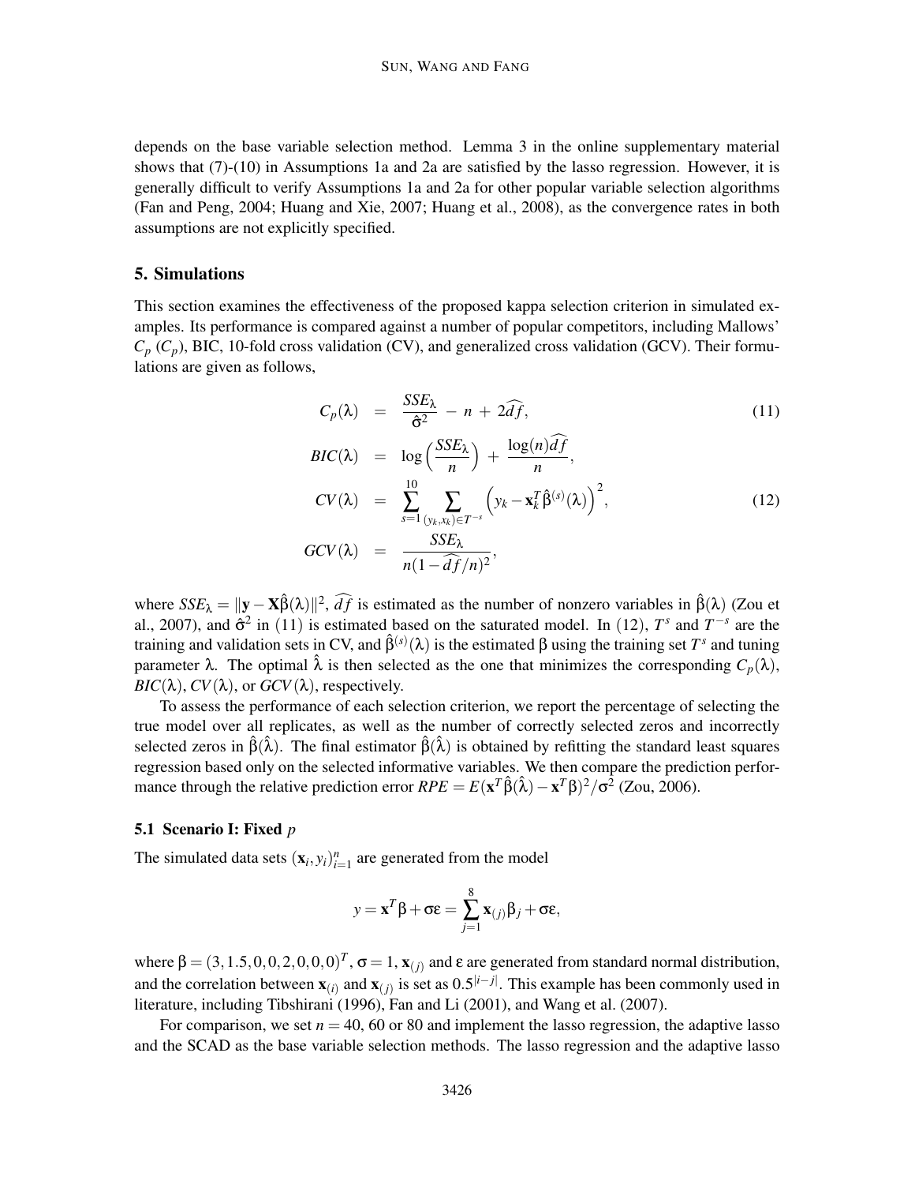depends on the base variable selection method. Lemma 3 in the online supplementary material shows that (7)-(10) in Assumptions 1a and 2a are satisfied by the lasso regression. However, it is generally difficult to verify Assumptions 1a and 2a for other popular variable selection algorithms (Fan and Peng, 2004; Huang and Xie, 2007; Huang et al., 2008), as the convergence rates in both assumptions are not explicitly specified.

## 5. Simulations

This section examines the effectiveness of the proposed kappa selection criterion in simulated examples. Its performance is compared against a number of popular competitors, including Mallows' $C_p$ ($C_p$), BIC, 10-fold cross validation (CV), and generalized cross validation (GCV). Their formulations are given as follows,

$$
\begin{aligned}
C_p(\lambda) &= \frac{SSE_\lambda}{\hat{\sigma}^2} - n + 2\widehat{df}, & (11)\\
BIC(\lambda) &= \log\Big(\frac{SSE_\lambda}{n}\Big) + \frac{\log(n)\widehat{df}}{n}, &\\
CV(\lambda) &= \sum_{s=1}^{10} \sum_{(y_k, x_k)\in T^{-s}} \Big(y_k - \mathbf{x}_k^T \hat{\beta}^{(s)}(\lambda)\Big)^2, & (12)\\
GCV(\lambda) &= \frac{SSE_\lambda}{n(1-\widehat{df}/n)^2}, &
\end{aligned}
$$

where $SSE_\lambda = \|\mathbf{y} - \mathbf{X}\hat{\beta}(\lambda)\|^2$, $\widehat{df}$ is estimated as the number of nonzero variables in $\hat{\beta}(\lambda)$ (Zou et al., 2007), and $\hat{\sigma}^2$ in (11) is estimated based on the saturated model. In (12), $T^s$ and $T^{-s}$ are the training and validation sets in CV, and $\hat{\beta}^{(s)}(\lambda)$ is the estimated $\beta$ using the training set $T^s$ and tuning parameter $\lambda$. The optimal $\hat{\lambda}$ is then selected as the one that minimizes the corresponding $C_p(\lambda)$, $BIC(\lambda)$, $CV(\lambda)$, or $GCV(\lambda)$, respectively.

To assess the performance of each selection criterion, we report the percentage of selecting the true model over all replicates, as well as the number of correctly selected zeros and incorrectly selected zeros in $\hat{\beta}(\hat{\lambda})$. The final estimator $\hat{\beta}(\hat{\lambda})$ is obtained by refitting the standard least squares regression based only on the selected informative variables. We then compare the prediction performance through the relative prediction error $RPE = E(\mathbf{x}^T\hat{\beta}(\hat{\lambda}) - \mathbf{x}^T\beta)^2/\sigma^2$ (Zou, 2006).

### 5.1 Scenario I: Fixed $p$

The simulated data sets $(\mathbf{x}_i, y_i)_{i=1}^n$ are generated from the model

$$
y = \mathbf{x}^T\beta + \sigma\varepsilon = \sum_{j=1}^{8} \mathbf{x}_{(j)}\beta_j + \sigma\varepsilon,
$$

where $\beta = (3, 1.5, 0, 0, 2, 0, 0, 0)^T$, $\sigma = 1$, $\mathbf{x}_{(j)}$ and $\varepsilon$ are generated from standard normal distribution, and the correlation between $\mathbf{x}_{(i)}$ and $\mathbf{x}_{(j)}$ is set as $0.5^{|i-j|}$. This example has been commonly used in literature, including Tibshirani (1996), Fan and Li (2001), and Wang et al. (2007).

For comparison, we set $n = 40$, 60 or 80 and implement the lasso regression, the adaptive lasso and the SCAD as the base variable selection methods. The lasso regression and the adaptive lasso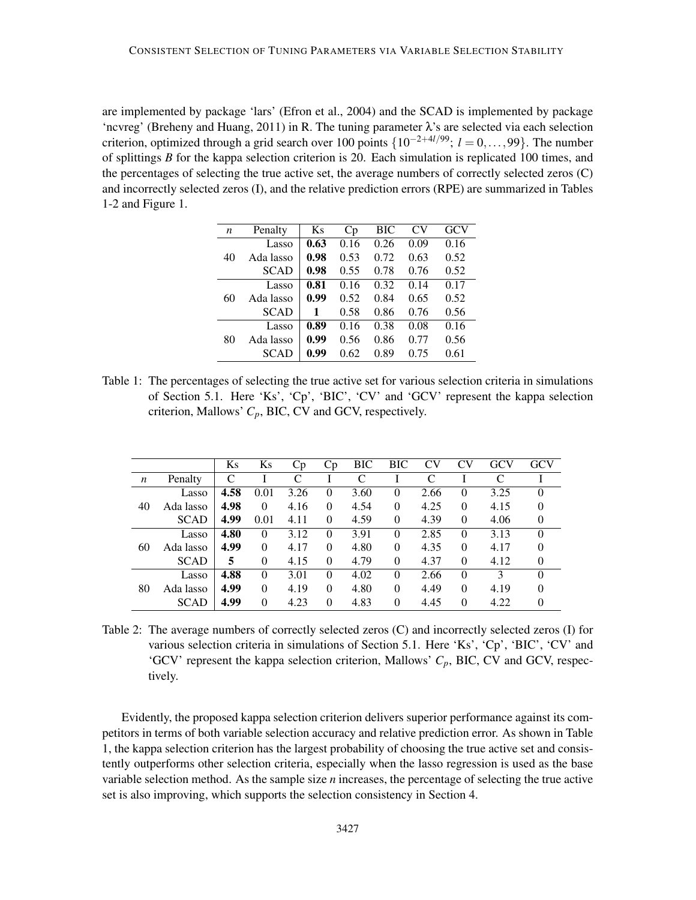are implemented by package 'lars' (Efron et al., 2004) and the SCAD is implemented by package 'ncvreg' (Breheny and Huang, 2011) in R. The tuning parameter $\lambda$'s are selected via each selection criterion, optimized through a grid search over 100 points $\{10^{-2+4l/99};\ l = 0,\ldots,99\}$. The number of splittings $B$ for the kappa selection criterion is 20. Each simulation is replicated 100 times, and the percentages of selecting the true active set, the average numbers of correctly selected zeros (C) and incorrectly selected zeros (I), and the relative prediction errors (RPE) are summarized in Tables 1-2 and Figure 1.

| $n$ | Penalty | Ks | Cp | BIC | CV | GCV |
|---|---|---|---|---|---|---|
| 40 | Lasso | **0.63** | 0.16 | 0.26 | 0.09 | 0.16 |
| | Ada lasso | **0.98** | 0.53 | 0.72 | 0.63 | 0.52 |
| | SCAD | **0.98** | 0.55 | 0.78 | 0.76 | 0.52 |
| 60 | Lasso | **0.81** | 0.16 | 0.32 | 0.14 | 0.17 |
| | Ada lasso | **0.99** | 0.52 | 0.84 | 0.65 | 0.52 |
| | SCAD | **1** | 0.58 | 0.86 | 0.76 | 0.56 |
| 80 | Lasso | **0.89** | 0.16 | 0.38 | 0.08 | 0.16 |
| | Ada lasso | **0.99** | 0.56 | 0.86 | 0.77 | 0.56 |
| | SCAD | **0.99** | 0.62 | 0.89 | 0.75 | 0.61 |

Table 1: The percentages of selecting the true active set for various selection criteria in simulations of Section 5.1. Here 'Ks', 'Cp', 'BIC', 'CV' and 'GCV' represent the kappa selection criterion, Mallows' $C_p$, BIC, CV and GCV, respectively.

| | | Ks | Ks | Cp | Cp | BIC | BIC | CV | CV | GCV | GCV |
|---|---|---|---|---|---|---|---|---|---|---|---|
| $n$ | Penalty | C | I | C | I | C | I | C | I | C | I |
| 40 | Lasso | **4.58** | 0.01 | 3.26 | 0 | 3.60 | 0 | 2.66 | 0 | 3.25 | 0 |
| | Ada lasso | **4.98** | 0 | 4.16 | 0 | 4.54 | 0 | 4.25 | 0 | 4.15 | 0 |
| | SCAD | **4.99** | 0.01 | 4.11 | 0 | 4.59 | 0 | 4.39 | 0 | 4.06 | 0 |
| 60 | Lasso | **4.80** | 0 | 3.12 | 0 | 3.91 | 0 | 2.85 | 0 | 3.13 | 0 |
| | Ada lasso | **4.99** | 0 | 4.17 | 0 | 4.80 | 0 | 4.35 | 0 | 4.17 | 0 |
| | SCAD | **5** | 0 | 4.15 | 0 | 4.79 | 0 | 4.37 | 0 | 4.12 | 0 |
| 80 | Lasso | **4.88** | 0 | 3.01 | 0 | 4.02 | 0 | 2.66 | 0 | 3 | 0 |
| | Ada lasso | **4.99** | 0 | 4.19 | 0 | 4.80 | 0 | 4.49 | 0 | 4.19 | 0 |
| | SCAD | **4.99** | 0 | 4.23 | 0 | 4.83 | 0 | 4.45 | 0 | 4.22 | 0 |

Table 2: The average numbers of correctly selected zeros (C) and incorrectly selected zeros (I) for various selection criteria in simulations of Section 5.1. Here 'Ks', 'Cp', 'BIC', 'CV' and 'GCV' represent the kappa selection criterion, Mallows' $C_p$, BIC, CV and GCV, respectively.

Evidently, the proposed kappa selection criterion delivers superior performance against its competitors in terms of both variable selection accuracy and relative prediction error. As shown in Table 1, the kappa selection criterion has the largest probability of choosing the true active set and consistently outperforms other selection criteria, especially when the lasso regression is used as the base variable selection method. As the sample size $n$ increases, the percentage of selecting the true active set is also improving, which supports the selection consistency in Section 4.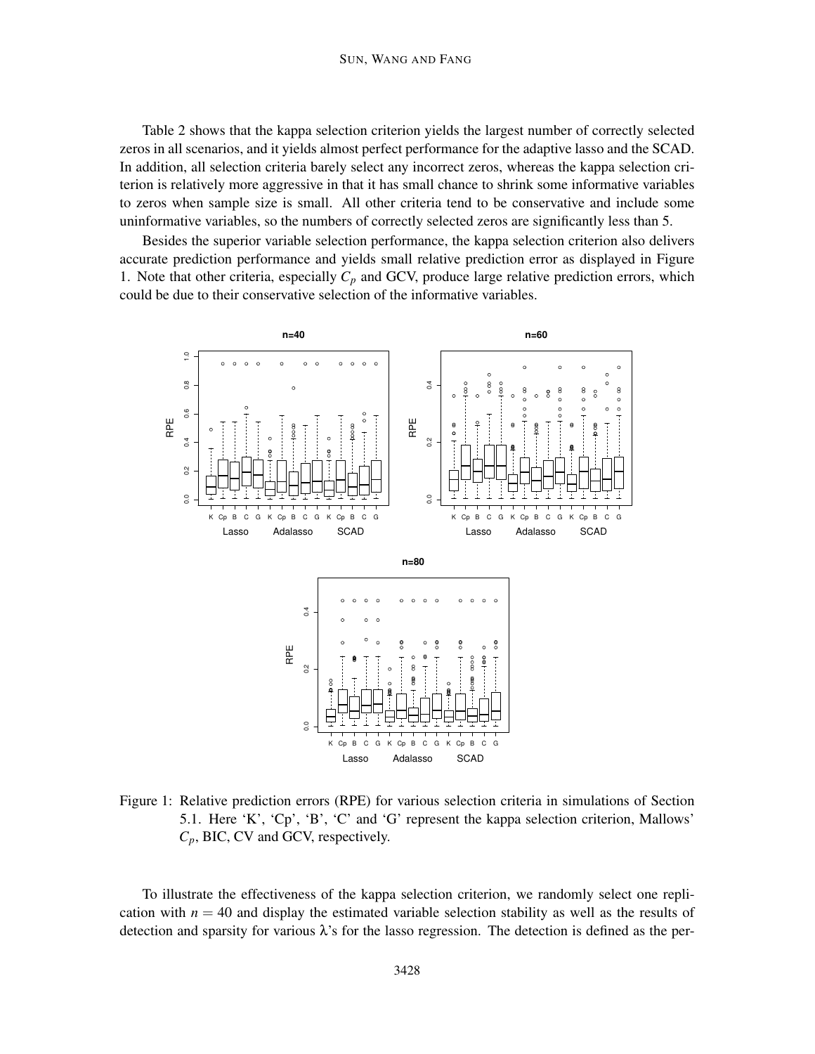Table 2 shows that the kappa selection criterion yields the largest number of correctly selected zeros in all scenarios, and it yields almost perfect performance for the adaptive lasso and the SCAD. In addition, all selection criteria barely select any incorrect zeros, whereas the kappa selection criterion is relatively more aggressive in that it has small chance to shrink some informative variables to zeros when sample size is small. All other criteria tend to be conservative and include some uninformative variables, so the numbers of correctly selected zeros are significantly less than 5.

Besides the superior variable selection performance, the kappa selection criterion also delivers accurate prediction performance and yields small relative prediction error as displayed in Figure 1. Note that other criteria, especially $C_p$ and GCV, produce large relative prediction errors, which could be due to their conservative selection of the informative variables.

Figure 1: Relative prediction errors (RPE) for various selection criteria in simulations of Section 5.1. Here 'K', 'Cp', 'B', 'C' and 'G' represent the kappa selection criterion, Mallows' $C_p$, BIC, CV and GCV, respectively.

To illustrate the effectiveness of the kappa selection criterion, we randomly select one replication with $n = 40$ and display the estimated variable selection stability as well as the results of detection and sparsity for various $\lambda$'s for the lasso regression. The detection is defined as the per-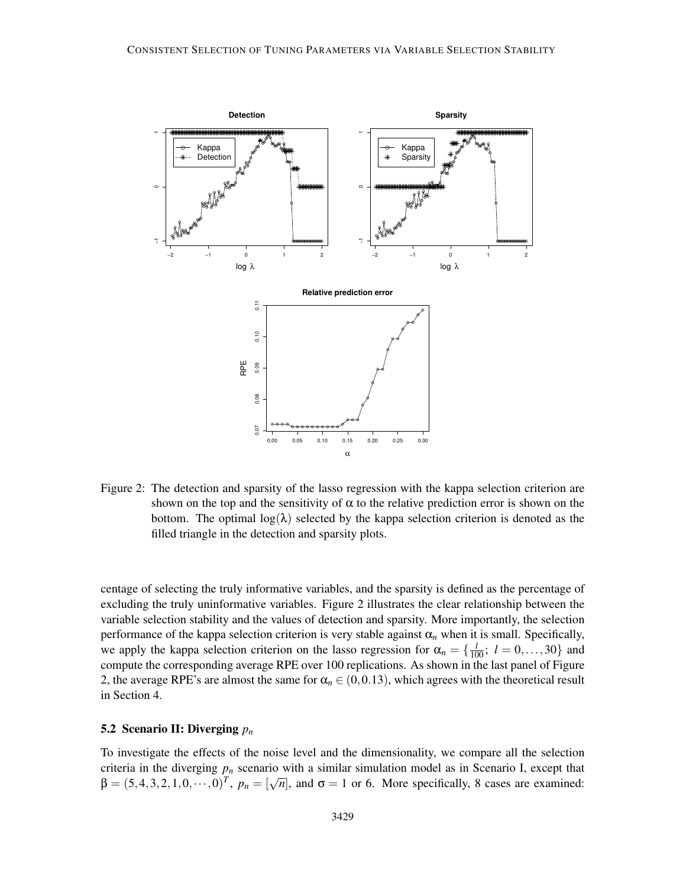Figure 2: The detection and sparsity of the lasso regression with the kappa selection criterion are shown on the top and the sensitivity of $\alpha$ to the relative prediction error is shown on the bottom. The optimal $\log(\lambda)$ selected by the kappa selection criterion is denoted as the filled triangle in the detection and sparsity plots.

centage of selecting the truly informative variables, and the sparsity is defined as the percentage of excluding the truly uninformative variables. Figure 2 illustrates the clear relationship between the variable selection stability and the values of detection and sparsity. More importantly, the selection performance of the kappa selection criterion is very stable against $\alpha_n$ when it is small. Specifically, we apply the kappa selection criterion on the lasso regression for $\alpha_n = \{\frac{l}{100};\ l = 0, \ldots, 30\}$ and compute the corresponding average RPE over 100 replications. As shown in the last panel of Figure 2, the average RPE's are almost the same for $\alpha_n \in (0, 0.13)$, which agrees with the theoretical result in Section 4.

### 5.2 Scenario II: Diverging $p_n$

To investigate the effects of the noise level and the dimensionality, we compare all the selection criteria in the diverging $p_n$ scenario with a similar simulation model as in Scenario I, except that $\beta = (5, 4, 3, 2, 1, 0, \cdots, 0)^T$, $p_n = [\sqrt{n}]$, and $\sigma = 1$ or 6. More specifically, 8 cases are examined: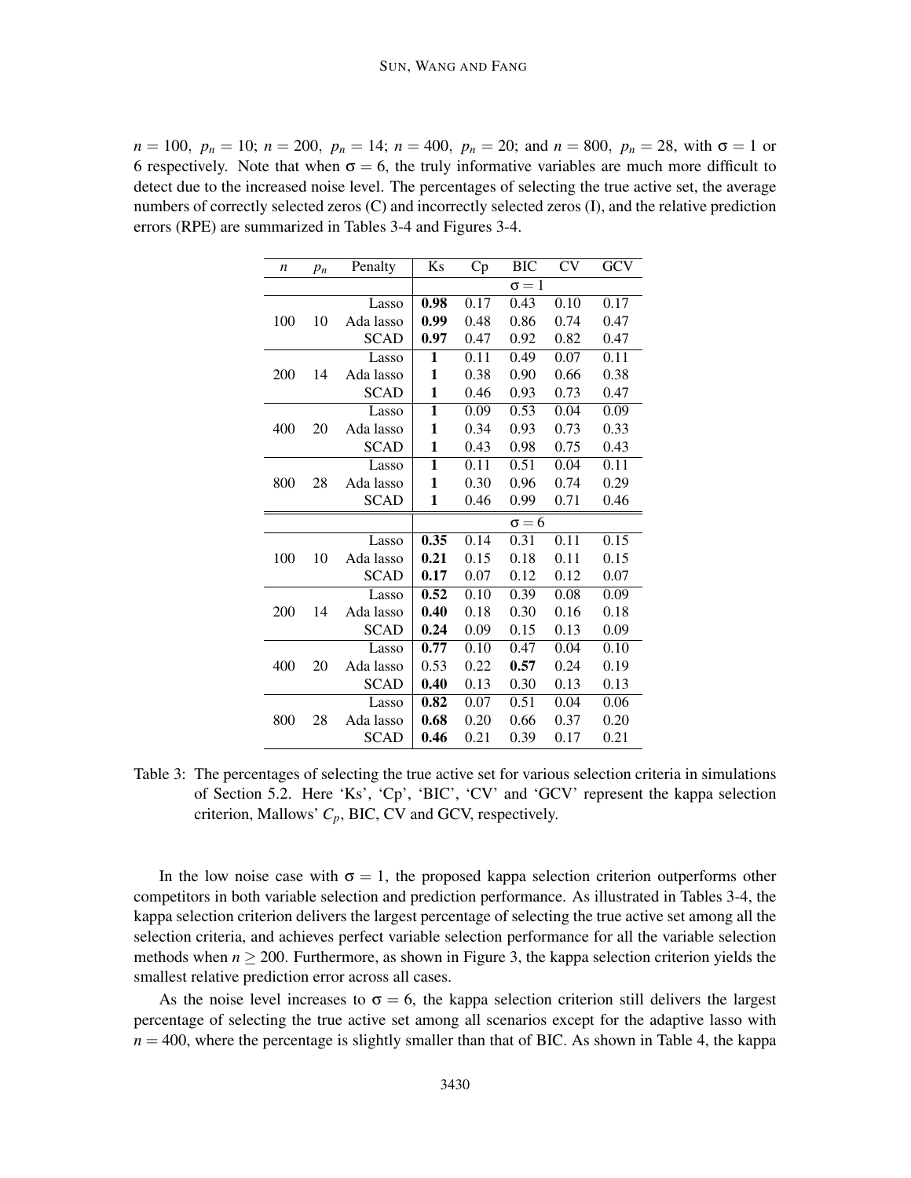$n = 100,\ p_n = 10$; $n = 200,\ p_n = 14$; $n = 400,\ p_n = 20$; and $n = 800,\ p_n = 28$, with $\sigma = 1$ or 6 respectively. Note that when $\sigma = 6$, the truly informative variables are much more difficult to detect due to the increased noise level. The percentages of selecting the true active set, the average numbers of correctly selected zeros (C) and incorrectly selected zeros (I), and the relative prediction errors (RPE) are summarized in Tables 3-4 and Figures 3-4.

| $n$ | $p_n$ | Penalty | Ks | Cp | BIC | CV | GCV |
|---|---|---|---|---|---|---|---|
| | | | $\sigma = 1$ | | | | |
| 100 | 10 | Lasso | **0.98** | 0.17 | 0.43 | 0.10 | 0.17 |
| | | Ada lasso | **0.99** | 0.48 | 0.86 | 0.74 | 0.47 |
| | | SCAD | **0.97** | 0.47 | 0.92 | 0.82 | 0.47 |
| 200 | 14 | Lasso | **1** | 0.11 | 0.49 | 0.07 | 0.11 |
| | | Ada lasso | **1** | 0.38 | 0.90 | 0.66 | 0.38 |
| | | SCAD | **1** | 0.46 | 0.93 | 0.73 | 0.47 |
| 400 | 20 | Lasso | **1** | 0.09 | 0.53 | 0.04 | 0.09 |
| | | Ada lasso | **1** | 0.34 | 0.93 | 0.73 | 0.33 |
| | | SCAD | **1** | 0.43 | 0.98 | 0.75 | 0.43 |
| 800 | 28 | Lasso | **1** | 0.11 | 0.51 | 0.04 | 0.11 |
| | | Ada lasso | **1** | 0.30 | 0.96 | 0.74 | 0.29 |
| | | SCAD | **1** | 0.46 | 0.99 | 0.71 | 0.46 |
| | | | $\sigma = 6$ | | | | |
| 100 | 10 | Lasso | **0.35** | 0.14 | 0.31 | 0.11 | 0.15 |
| | | Ada lasso | **0.21** | 0.15 | 0.18 | 0.11 | 0.15 |
| | | SCAD | **0.17** | 0.07 | 0.12 | 0.12 | 0.07 |
| 200 | 14 | Lasso | **0.52** | 0.10 | 0.39 | 0.08 | 0.09 |
| | | Ada lasso | **0.40** | 0.18 | 0.30 | 0.16 | 0.18 |
| | | SCAD | **0.24** | 0.09 | 0.15 | 0.13 | 0.09 |
| 400 | 20 | Lasso | **0.77** | 0.10 | 0.47 | 0.04 | 0.10 |
| | | Ada lasso | 0.53 | 0.22 | **0.57** | 0.24 | 0.19 |
| | | SCAD | **0.40** | 0.13 | 0.30 | 0.13 | 0.13 |
| 800 | 28 | Lasso | **0.82** | 0.07 | 0.51 | 0.04 | 0.06 |
| | | Ada lasso | **0.68** | 0.20 | 0.66 | 0.37 | 0.20 |
| | | SCAD | **0.46** | 0.21 | 0.39 | 0.17 | 0.21 |

Table 3: The percentages of selecting the true active set for various selection criteria in simulations of Section 5.2. Here 'Ks', 'Cp', 'BIC', 'CV' and 'GCV' represent the kappa selection criterion, Mallows' $C_p$, BIC, CV and GCV, respectively.

In the low noise case with $\sigma = 1$, the proposed kappa selection criterion outperforms other competitors in both variable selection and prediction performance. As illustrated in Tables 3-4, the kappa selection criterion delivers the largest percentage of selecting the true active set among all the selection criteria, and achieves perfect variable selection performance for all the variable selection methods when $n \geq 200$. Furthermore, as shown in Figure 3, the kappa selection criterion yields the smallest relative prediction error across all cases.

As the noise level increases to $\sigma = 6$, the kappa selection criterion still delivers the largest percentage of selecting the true active set among all scenarios except for the adaptive lasso with $n = 400$, where the percentage is slightly smaller than that of BIC. As shown in Table 4, the kappa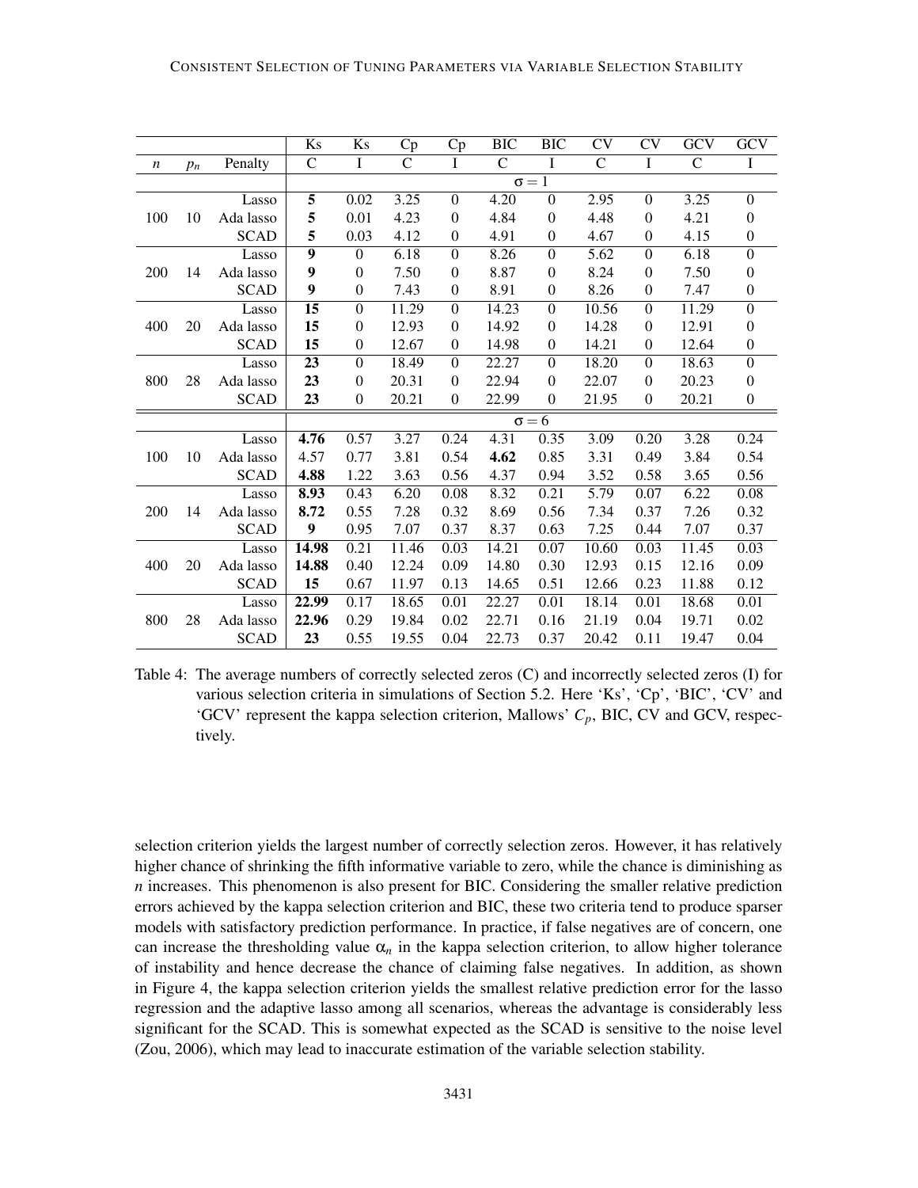|  |  |  | Ks | Ks | Cp | Cp | BIC | BIC | CV | CV | GCV | GCV |
|---|---|---|---|---|---|---|---|---|---|---|---|---|
| $n$ | $p_n$ | Penalty | C | I | C | I | C | I | C | I | C | I |
|  |  |  | $\sigma = 1$ |  |  |  |  |  |  |  |  |  |
|  |  | Lasso | **5** | 0.02 | 3.25 | 0 | 4.20 | 0 | 2.95 | 0 | 3.25 | 0 |
| 100 | 10 | Ada lasso | **5** | 0.01 | 4.23 | 0 | 4.84 | 0 | 4.48 | 0 | 4.21 | 0 |
|  |  | SCAD | **5** | 0.03 | 4.12 | 0 | 4.91 | 0 | 4.67 | 0 | 4.15 | 0 |
|  |  | Lasso | **9** | 0 | 6.18 | 0 | 8.26 | 0 | 5.62 | 0 | 6.18 | 0 |
| 200 | 14 | Ada lasso | **9** | 0 | 7.50 | 0 | 8.87 | 0 | 8.24 | 0 | 7.50 | 0 |
|  |  | SCAD | **9** | 0 | 7.43 | 0 | 8.91 | 0 | 8.26 | 0 | 7.47 | 0 |
|  |  | Lasso | **15** | 0 | 11.29 | 0 | 14.23 | 0 | 10.56 | 0 | 11.29 | 0 |
| 400 | 20 | Ada lasso | **15** | 0 | 12.93 | 0 | 14.92 | 0 | 14.28 | 0 | 12.91 | 0 |
|  |  | SCAD | **15** | 0 | 12.67 | 0 | 14.98 | 0 | 14.21 | 0 | 12.64 | 0 |
|  |  | Lasso | **23** | 0 | 18.49 | 0 | 22.27 | 0 | 18.20 | 0 | 18.63 | 0 |
| 800 | 28 | Ada lasso | **23** | 0 | 20.31 | 0 | 22.94 | 0 | 22.07 | 0 | 20.23 | 0 |
|  |  | SCAD | **23** | 0 | 20.21 | 0 | 22.99 | 0 | 21.95 | 0 | 20.21 | 0 |
|  |  |  | $\sigma = 6$ |  |  |  |  |  |  |  |  |  |
|  |  | Lasso | **4.76** | 0.57 | 3.27 | 0.24 | 4.31 | 0.35 | 3.09 | 0.20 | 3.28 | 0.24 |
| 100 | 10 | Ada lasso | 4.57 | 0.77 | 3.81 | 0.54 | **4.62** | 0.85 | 3.31 | 0.49 | 3.84 | 0.54 |
|  |  | SCAD | **4.88** | 1.22 | 3.63 | 0.56 | 4.37 | 0.94 | 3.52 | 0.58 | 3.65 | 0.56 |
|  |  | Lasso | **8.93** | 0.43 | 6.20 | 0.08 | 8.32 | 0.21 | 5.79 | 0.07 | 6.22 | 0.08 |
| 200 | 14 | Ada lasso | **8.72** | 0.55 | 7.28 | 0.32 | 8.69 | 0.56 | 7.34 | 0.37 | 7.26 | 0.32 |
|  |  | SCAD | **9** | 0.95 | 7.07 | 0.37 | 8.37 | 0.63 | 7.25 | 0.44 | 7.07 | 0.37 |
|  |  | Lasso | **14.98** | 0.21 | 11.46 | 0.03 | 14.21 | 0.07 | 10.60 | 0.03 | 11.45 | 0.03 |
| 400 | 20 | Ada lasso | **14.88** | 0.40 | 12.24 | 0.09 | 14.80 | 0.30 | 12.93 | 0.15 | 12.16 | 0.09 |
|  |  | SCAD | **15** | 0.67 | 11.97 | 0.13 | 14.65 | 0.51 | 12.66 | 0.23 | 11.88 | 0.12 |
|  |  | Lasso | **22.99** | 0.17 | 18.65 | 0.01 | 22.27 | 0.01 | 18.14 | 0.01 | 18.68 | 0.01 |
| 800 | 28 | Ada lasso | **22.96** | 0.29 | 19.84 | 0.02 | 22.71 | 0.16 | 21.19 | 0.04 | 19.71 | 0.02 |
|  |  | SCAD | **23** | 0.55 | 19.55 | 0.04 | 22.73 | 0.37 | 20.42 | 0.11 | 19.47 | 0.04 |

Table 4: The average numbers of correctly selected zeros (C) and incorrectly selected zeros (I) for various selection criteria in simulations of Section 5.2. Here 'Ks', 'Cp', 'BIC', 'CV' and 'GCV' represent the kappa selection criterion, Mallows' $C_p$, BIC, CV and GCV, respectively.

selection criterion yields the largest number of correctly selection zeros. However, it has relatively higher chance of shrinking the fifth informative variable to zero, while the chance is diminishing as $n$ increases. This phenomenon is also present for BIC. Considering the smaller relative prediction errors achieved by the kappa selection criterion and BIC, these two criteria tend to produce sparser models with satisfactory prediction performance. In practice, if false negatives are of concern, one can increase the thresholding value $\alpha_n$ in the kappa selection criterion, to allow higher tolerance of instability and hence decrease the chance of claiming false negatives. In addition, as shown in Figure 4, the kappa selection criterion yields the smallest relative prediction error for the lasso regression and the adaptive lasso among all scenarios, whereas the advantage is considerably less significant for the SCAD. This is somewhat expected as the SCAD is sensitive to the noise level (Zou, 2006), which may lead to inaccurate estimation of the variable selection stability.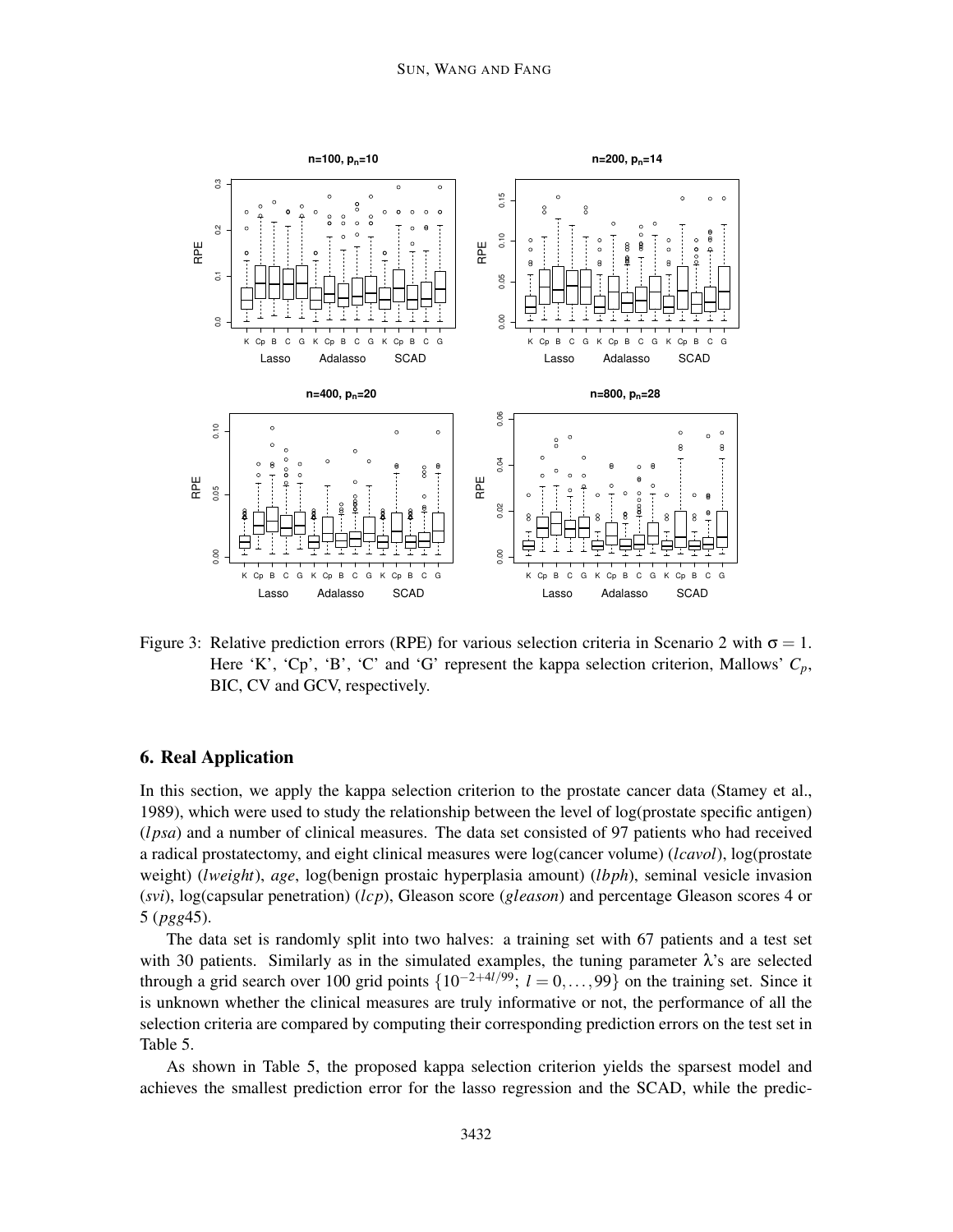Figure 3: Relative prediction errors (RPE) for various selection criteria in Scenario 2 with $\sigma = 1$. Here 'K', 'Cp', 'B', 'C' and 'G' represent the kappa selection criterion, Mallows' $C_p$, BIC, CV and GCV, respectively.

## 6. Real Application

In this section, we apply the kappa selection criterion to the prostate cancer data (Stamey et al., 1989), which were used to study the relationship between the level of log(prostate specific antigen) (*lpsa*) and a number of clinical measures. The data set consisted of 97 patients who had received a radical prostatectomy, and eight clinical measures were log(cancer volume) (*lcavol*), log(prostate weight) (*lweight*), *age*, log(benign prostaic hyperplasia amount) (*lbph*), seminal vesicle invasion (*svi*), log(capsular penetration) (*lcp*), Gleason score (*gleason*) and percentage Gleason scores 4 or 5 (*pgg*45).

The data set is randomly split into two halves: a training set with 67 patients and a test set with 30 patients. Similarly as in the simulated examples, the tuning parameter $\lambda$'s are selected through a grid search over 100 grid points $\{10^{-2+4l/99};\ l = 0, \ldots, 99\}$ on the training set. Since it is unknown whether the clinical measures are truly informative or not, the performance of all the selection criteria are compared by computing their corresponding prediction errors on the test set in Table 5.

As shown in Table 5, the proposed kappa selection criterion yields the sparsest model and achieves the smallest prediction error for the lasso regression and the SCAD, while the predic-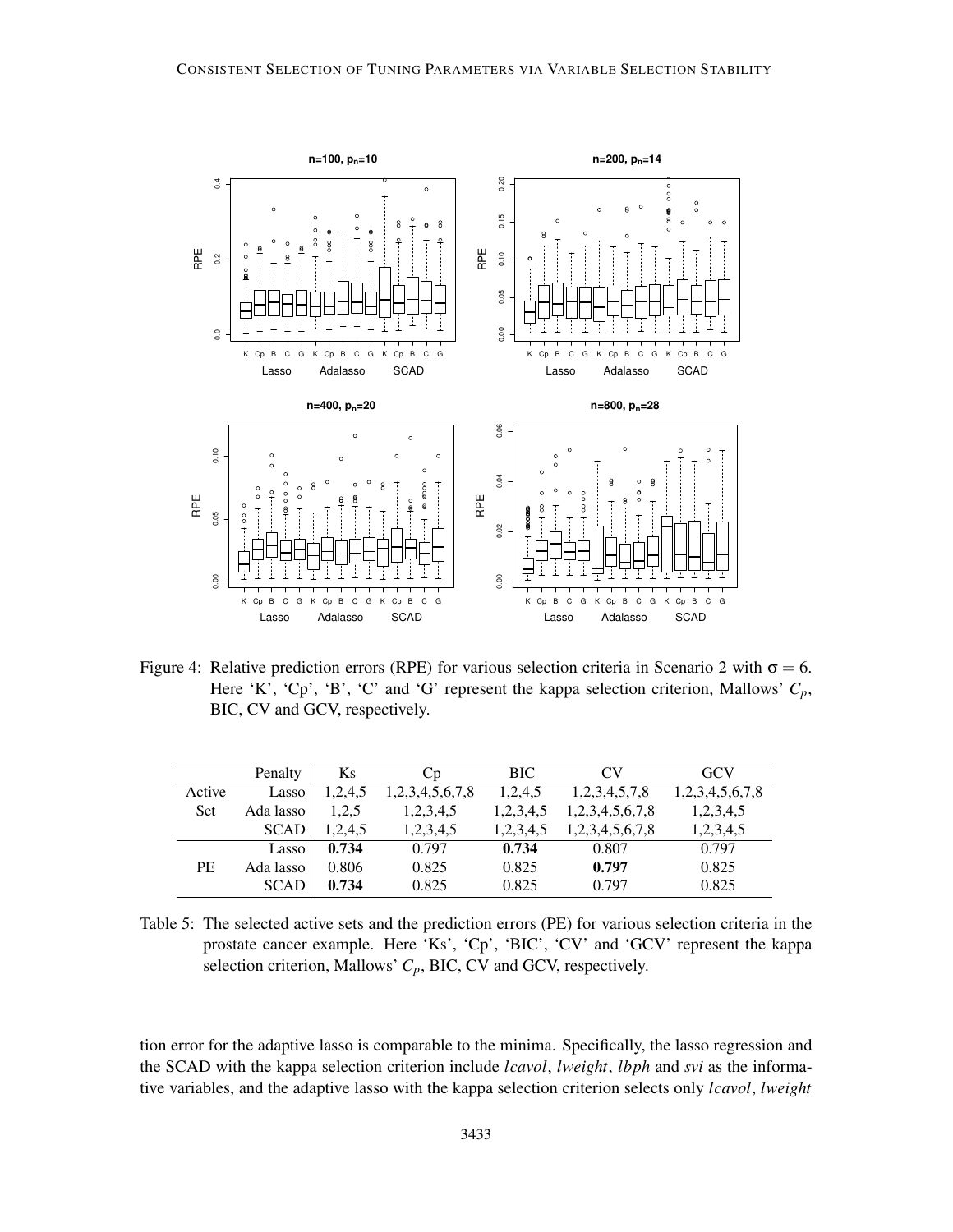Figure 4: Relative prediction errors (RPE) for various selection criteria in Scenario 2 with $\sigma = 6$. Here 'K', 'Cp', 'B', 'C' and 'G' represent the kappa selection criterion, Mallows' $C_p$, BIC, CV and GCV, respectively.

| | Penalty | Ks | Cp | BIC | CV | GCV |
|---|---|---|---|---|---|---|
| Active | Lasso | 1,2,4,5 | 1,2,3,4,5,6,7,8 | 1,2,4,5 | 1,2,3,4,5,7,8 | 1,2,3,4,5,6,7,8 |
| Set | Ada lasso | 1,2,5 | 1,2,3,4,5 | 1,2,3,4,5 | 1,2,3,4,5,6,7,8 | 1,2,3,4,5 |
| | SCAD | 1,2,4,5 | 1,2,3,4,5 | 1,2,3,4,5 | 1,2,3,4,5,6,7,8 | 1,2,3,4,5 |
| | Lasso | **0.734** | 0.797 | **0.734** | 0.807 | 0.797 |
| PE | Ada lasso | 0.806 | 0.825 | 0.825 | **0.797** | 0.825 |
| | SCAD | **0.734** | 0.825 | 0.825 | 0.797 | 0.825 |

Table 5: The selected active sets and the prediction errors (PE) for various selection criteria in the prostate cancer example. Here 'Ks', 'Cp', 'BIC', 'CV' and 'GCV' represent the kappa selection criterion, Mallows' $C_p$, BIC, CV and GCV, respectively.

tion error for the adaptive lasso is comparable to the minima. Specifically, the lasso regression and the SCAD with the kappa selection criterion include *lcavol*, *lweight*, *lbph* and *svi* as the informative variables, and the adaptive lasso with the kappa selection criterion selects only *lcavol*, *lweight*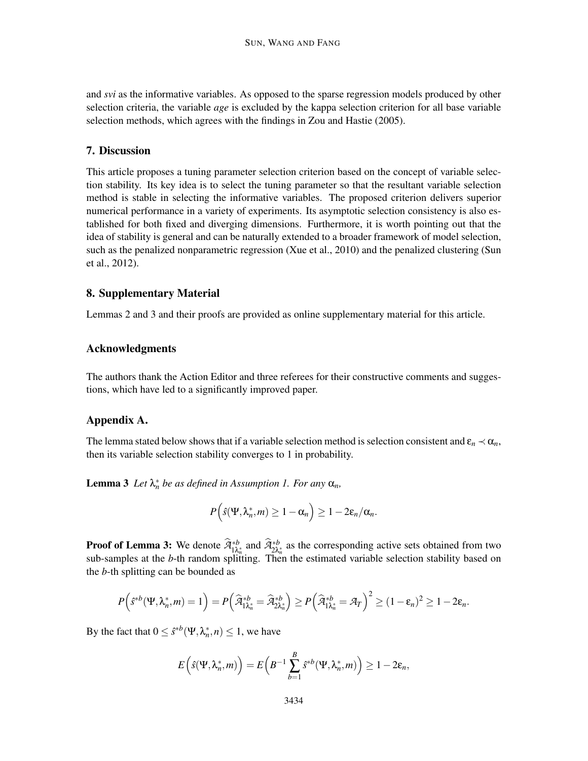and *svi* as the informative variables. As opposed to the sparse regression models produced by other selection criteria, the variable *age* is excluded by the kappa selection criterion for all base variable selection methods, which agrees with the findings in Zou and Hastie (2005).

## 7. Discussion

This article proposes a tuning parameter selection criterion based on the concept of variable selection stability. Its key idea is to select the tuning parameter so that the resultant variable selection method is stable in selecting the informative variables. The proposed criterion delivers superior numerical performance in a variety of experiments. Its asymptotic selection consistency is also established for both fixed and diverging dimensions. Furthermore, it is worth pointing out that the idea of stability is general and can be naturally extended to a broader framework of model selection, such as the penalized nonparametric regression (Xue et al., 2010) and the penalized clustering (Sun et al., 2012).

## 8. Supplementary Material

Lemmas 2 and 3 and their proofs are provided as online supplementary material for this article.

## Acknowledgments

The authors thank the Action Editor and three referees for their constructive comments and suggestions, which have led to a significantly improved paper.

## Appendix A.

The lemma stated below shows that if a variable selection method is selection consistent and $\varepsilon_n \prec \alpha_n$, then its variable selection stability converges to 1 in probability.

**Lemma 3** *Let $\lambda_n^*$ be as defined in Assumption 1. For any $\alpha_n$,*

$$P\Big(\hat{s}(\Psi, \lambda_n^*, m) \geq 1 - \alpha_n\Big) \geq 1 - 2\varepsilon_n/\alpha_n.$$

**Proof of Lemma 3:** We denote $\widehat{\mathcal{A}}_{1\lambda_n^*}^{*b}$ and $\widehat{\mathcal{A}}_{2\lambda_n^*}^{*b}$ as the corresponding active sets obtained from two sub-samples at the $b$-th random splitting. Then the estimated variable selection stability based on the $b$-th splitting can be bounded as

$$P\Big(\hat{s}^{*b}(\Psi, \lambda_n^*, m) = 1\Big) = P\Big(\widehat{\mathcal{A}}_{1\lambda_n^*}^{*b} = \widehat{\mathcal{A}}_{2\lambda_n^*}^{*b}\Big) \geq P\Big(\widehat{\mathcal{A}}_{1\lambda_n^*}^{*b} = \mathcal{A}_T\Big)^2 \geq (1-\varepsilon_n)^2 \geq 1 - 2\varepsilon_n.$$

By the fact that $0 \leq \hat{s}^{*b}(\Psi, \lambda_n^*, n) \leq 1$, we have

$$E\Big(\hat{s}(\Psi, \lambda_n^*, m)\Big) = E\Big(B^{-1}\sum_{b=1}^{B} \hat{s}^{*b}(\Psi, \lambda_n^*, m)\Big) \geq 1 - 2\varepsilon_n,$$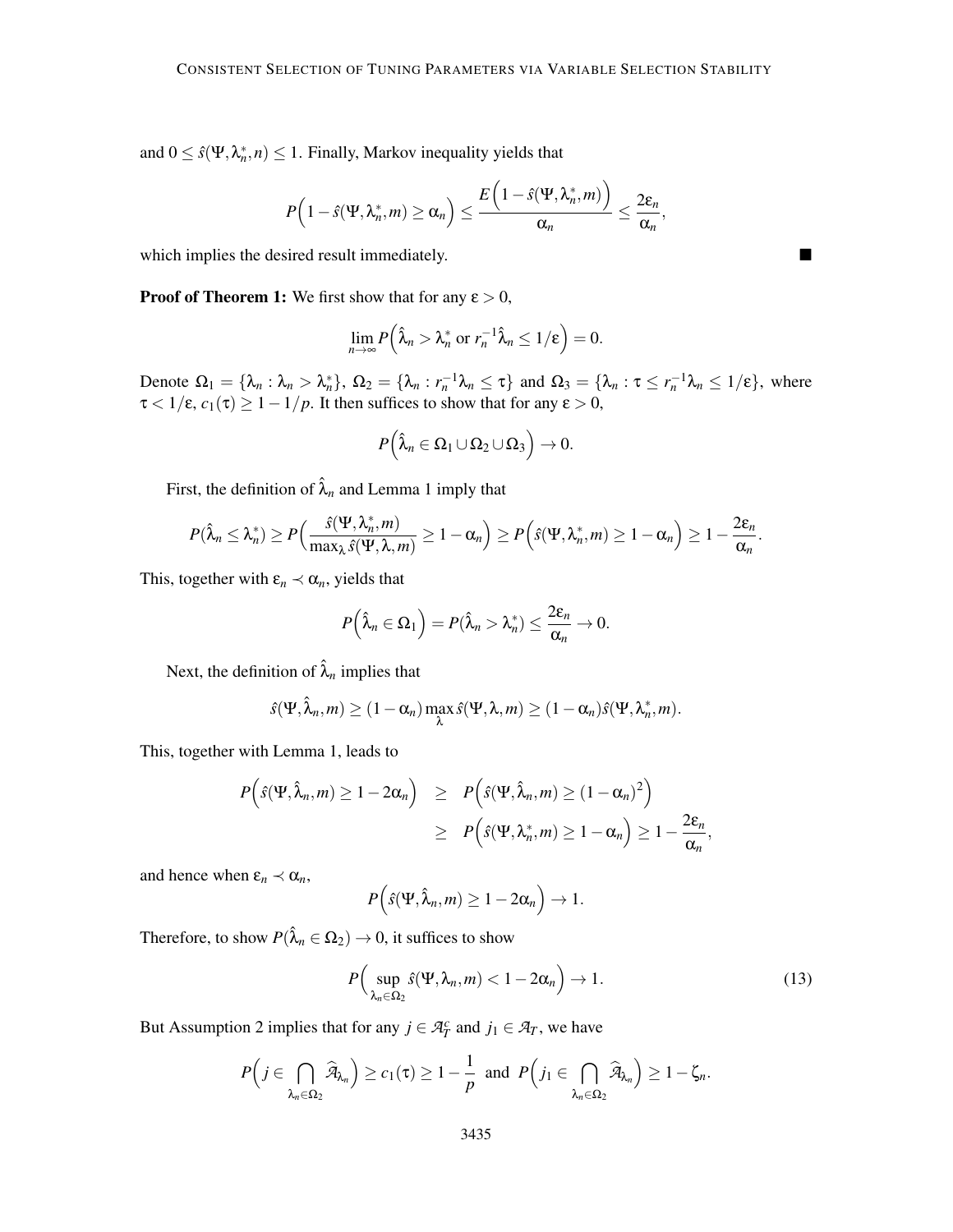and $0 \leq \hat{s}(\Psi, \lambda_n^*, n) \leq 1$. Finally, Markov inequality yields that

$$P\Big(1 - \hat{s}(\Psi, \lambda_n^*, m) \geq \alpha_n\Big) \leq \frac{E\Big(1 - \hat{s}(\Psi, \lambda_n^*, m)\Big)}{\alpha_n} \leq \frac{2\varepsilon_n}{\alpha_n},$$

which implies the desired result immediately. ■

**Proof of Theorem 1:** We first show that for any $\varepsilon > 0$,

$$\lim_{n\to\infty} P\Big(\hat{\lambda}_n > \lambda_n^* \text{ or } r_n^{-1}\hat{\lambda}_n \leq 1/\varepsilon\Big) = 0.$$

Denote $\Omega_1 = \{\lambda_n : \lambda_n > \lambda_n^*\}$, $\Omega_2 = \{\lambda_n : r_n^{-1}\lambda_n \leq \tau\}$ and $\Omega_3 = \{\lambda_n : \tau \leq r_n^{-1}\lambda_n \leq 1/\varepsilon\}$, where $\tau < 1/\varepsilon$, $c_1(\tau) \geq 1 - 1/p$. It then suffices to show that for any $\varepsilon > 0$,

$$P\Big(\hat{\lambda}_n \in \Omega_1 \cup \Omega_2 \cup \Omega_3\Big) \to 0.$$

First, the definition of $\hat{\lambda}_n$ and Lemma 1 imply that

$$P(\hat{\lambda}_n \leq \lambda_n^*) \geq P\Big(\frac{\hat{s}(\Psi, \lambda_n^*, m)}{\max_\lambda \hat{s}(\Psi, \lambda, m)} \geq 1 - \alpha_n\Big) \geq P\Big(\hat{s}(\Psi, \lambda_n^*, m) \geq 1 - \alpha_n\Big) \geq 1 - \frac{2\varepsilon_n}{\alpha_n}.$$

This, together with $\varepsilon_n \prec \alpha_n$, yields that

$$P\Big(\hat{\lambda}_n \in \Omega_1\Big) = P(\hat{\lambda}_n > \lambda_n^*) \leq \frac{2\varepsilon_n}{\alpha_n} \to 0.$$

Next, the definition of $\hat{\lambda}_n$ implies that

$$\hat{s}(\Psi, \hat{\lambda}_n, m) \geq (1 - \alpha_n) \max_\lambda \hat{s}(\Psi, \lambda, m) \geq (1 - \alpha_n)\hat{s}(\Psi, \lambda_n^*, m).$$

This, together with Lemma 1, leads to

$$\begin{aligned} P\Big(\hat{s}(\Psi, \hat{\lambda}_n, m) \geq 1 - 2\alpha_n\Big) &\geq P\Big(\hat{s}(\Psi, \hat{\lambda}_n, m) \geq (1 - \alpha_n)^2\Big) \\ &\geq P\Big(\hat{s}(\Psi, \lambda_n^*, m) \geq 1 - \alpha_n\Big) \geq 1 - \frac{2\varepsilon_n}{\alpha_n}, \end{aligned}$$

and hence when $\varepsilon_n \prec \alpha_n$,

$$P\Big(\hat{s}(\Psi, \hat{\lambda}_n, m) \geq 1 - 2\alpha_n\Big) \to 1.$$

Therefore, to show $P(\hat{\lambda}_n \in \Omega_2) \to 0$, it suffices to show

$$P\Big(\sup_{\lambda_n \in \Omega_2} \hat{s}(\Psi, \lambda_n, m) < 1 - 2\alpha_n\Big) \to 1. \tag{13}$$

But Assumption 2 implies that for any $j \in \mathcal{A}_T^c$ and $j_1 \in \mathcal{A}_T$, we have

$$P\Big(j \in \bigcap_{\lambda_n \in \Omega_2} \widehat{\mathcal{A}}_{\lambda_n}\Big) \geq c_1(\tau) \geq 1 - \frac{1}{p} \text{ and } P\Big(j_1 \in \bigcap_{\lambda_n \in \Omega_2} \widehat{\mathcal{A}}_{\lambda_n}\Big) \geq 1 - \zeta_n.$$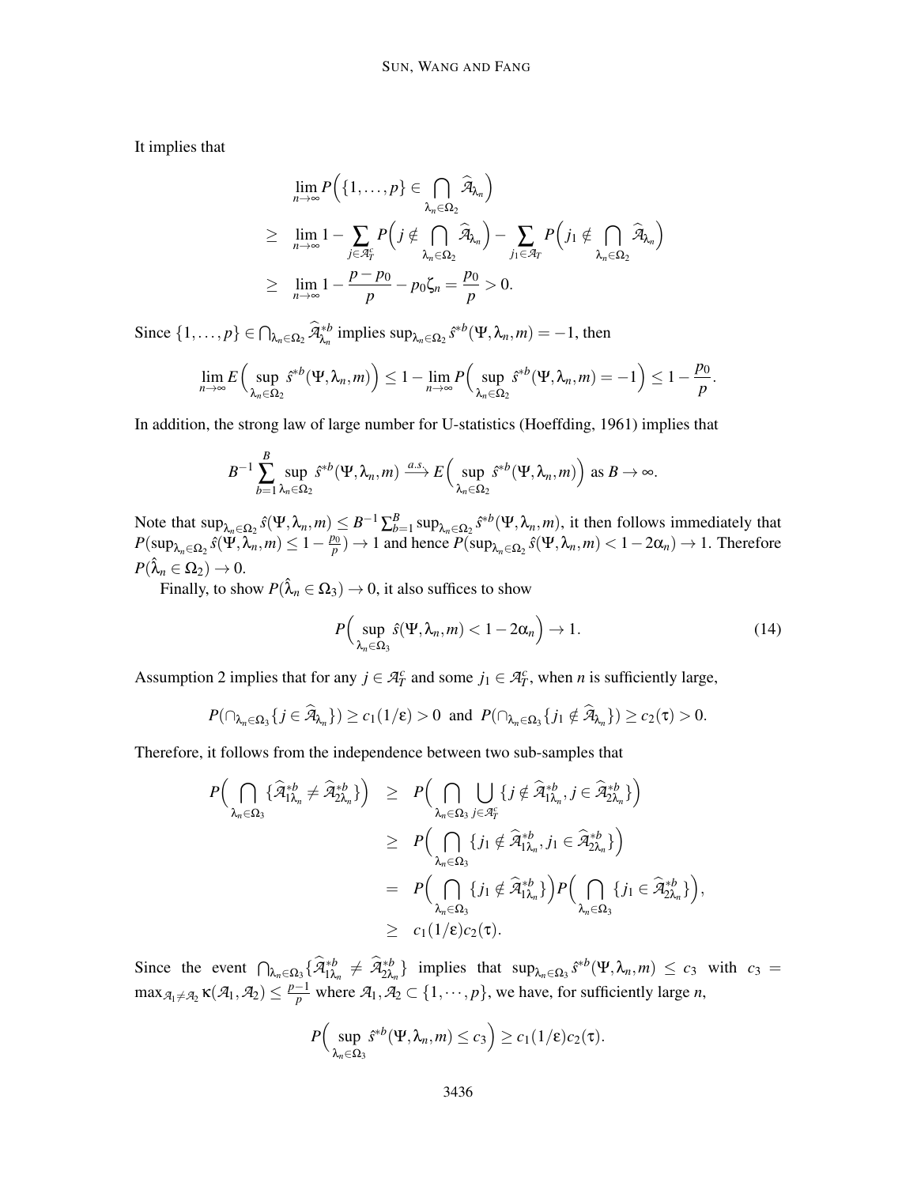It implies that

$$
\begin{aligned}
& \lim_{n\to\infty} P\Big(\{1,\ldots,p\} \in \bigcap_{\lambda_n\in\Omega_2} \widehat{\mathcal{A}}_{\lambda_n}\Big) \\
\geq\ & \lim_{n\to\infty} 1 - \sum_{j\in\mathcal{A}_T^c} P\Big(j \notin \bigcap_{\lambda_n\in\Omega_2} \widehat{\mathcal{A}}_{\lambda_n}\Big) - \sum_{j_1\in\mathcal{A}_T} P\Big(j_1 \notin \bigcap_{\lambda_n\in\Omega_2} \widehat{\mathcal{A}}_{\lambda_n}\Big) \\
\geq\ & \lim_{n\to\infty} 1 - \frac{p-p_0}{p} - p_0\zeta_n = \frac{p_0}{p} > 0.
\end{aligned}
$$

Since $\{1,\ldots,p\} \in \bigcap_{\lambda_n\in\Omega_2} \widehat{\mathcal{A}}^{*b}_{\lambda_n}$ implies $\sup_{\lambda_n\in\Omega_2} \hat{s}^{*b}(\Psi,\lambda_n,m) = -1$, then

$$
\lim_{n\to\infty} E\Big(\sup_{\lambda_n\in\Omega_2} \hat{s}^{*b}(\Psi,\lambda_n,m)\Big) \leq 1 - \lim_{n\to\infty} P\Big(\sup_{\lambda_n\in\Omega_2} \hat{s}^{*b}(\Psi,\lambda_n,m) = -1\Big) \leq 1 - \frac{p_0}{p}.
$$

In addition, the strong law of large number for U-statistics (Hoeffding, 1961) implies that

$$
B^{-1}\sum_{b=1}^{B} \sup_{\lambda_n\in\Omega_2} \hat{s}^{*b}(\Psi,\lambda_n,m) \xrightarrow{a.s.} E\Big(\sup_{\lambda_n\in\Omega_2} \hat{s}^{*b}(\Psi,\lambda_n,m)\Big) \text{ as } B\to\infty.
$$

Note that $\sup_{\lambda_n\in\Omega_2} \hat{s}(\Psi,\lambda_n,m) \leq B^{-1}\sum_{b=1}^{B}\sup_{\lambda_n\in\Omega_2} \hat{s}^{*b}(\Psi,\lambda_n,m)$, it then follows immediately that $P(\sup_{\lambda_n\in\Omega_2} \hat{s}(\Psi,\lambda_n,m) \leq 1-\frac{p_0}{p}) \to 1$ and hence $P(\sup_{\lambda_n\in\Omega_2} \hat{s}(\Psi,\lambda_n,m) < 1-2\alpha_n) \to 1$. Therefore $P(\hat{\lambda}_n \in \Omega_2) \to 0$.

Finally, to show $P(\hat{\lambda}_n \in \Omega_3) \to 0$, it also suffices to show

$$
P\Big(\sup_{\lambda_n\in\Omega_3} \hat{s}(\Psi,\lambda_n,m) < 1-2\alpha_n\Big) \to 1. \tag{14}
$$

Assumption 2 implies that for any $j \in \mathcal{A}_T^c$ and some $j_1 \in \mathcal{A}_T^c$, when $n$ is sufficiently large,

$$
P(\cap_{\lambda_n\in\Omega_3}\{j \in \widehat{\mathcal{A}}_{\lambda_n}\}) \geq c_1(1/\varepsilon) > 0 \text{ and } P(\cap_{\lambda_n\in\Omega_3}\{j_1 \notin \widehat{\mathcal{A}}_{\lambda_n}\}) \geq c_2(\tau) > 0.
$$

Therefore, it follows from the independence between two sub-samples that

$$
\begin{aligned}
P\Big(\bigcap_{\lambda_n\in\Omega_3}\{\widehat{\mathcal{A}}^{*b}_{1\lambda_n} \neq \widehat{\mathcal{A}}^{*b}_{2\lambda_n}\}\Big) &\geq P\Big(\bigcap_{\lambda_n\in\Omega_3}\bigcup_{j\in\mathcal{A}_T^c}\{j \notin \widehat{\mathcal{A}}^{*b}_{1\lambda_n}, j \in \widehat{\mathcal{A}}^{*b}_{2\lambda_n}\}\Big) \\
&\geq P\Big(\bigcap_{\lambda_n\in\Omega_3}\{j_1 \notin \widehat{\mathcal{A}}^{*b}_{1\lambda_n}, j_1 \in \widehat{\mathcal{A}}^{*b}_{2\lambda_n}\}\Big) \\
&= P\Big(\bigcap_{\lambda_n\in\Omega_3}\{j_1 \notin \widehat{\mathcal{A}}^{*b}_{1\lambda_n}\}\Big) P\Big(\bigcap_{\lambda_n\in\Omega_3}\{j_1 \in \widehat{\mathcal{A}}^{*b}_{2\lambda_n}\}\Big), \\
&\geq c_1(1/\varepsilon)c_2(\tau).
\end{aligned}
$$

Since the event $\bigcap_{\lambda_n\in\Omega_3}\{\widehat{\mathcal{A}}^{*b}_{1\lambda_n} \neq \widehat{\mathcal{A}}^{*b}_{2\lambda_n}\}$ implies that $\sup_{\lambda_n\in\Omega_3} \hat{s}^{*b}(\Psi,\lambda_n,m) \leq c_3$ with $c_3 = \max_{\mathcal{A}_1\neq\mathcal{A}_2} \kappa(\mathcal{A}_1,\mathcal{A}_2) \leq \frac{p-1}{p}$ where $\mathcal{A}_1,\mathcal{A}_2 \subset \{1,\cdots,p\}$, we have, for sufficiently large $n$,

$$
P\Big(\sup_{\lambda_n\in\Omega_3} \hat{s}^{*b}(\Psi,\lambda_n,m) \leq c_3\Big) \geq c_1(1/\varepsilon)c_2(\tau).
$$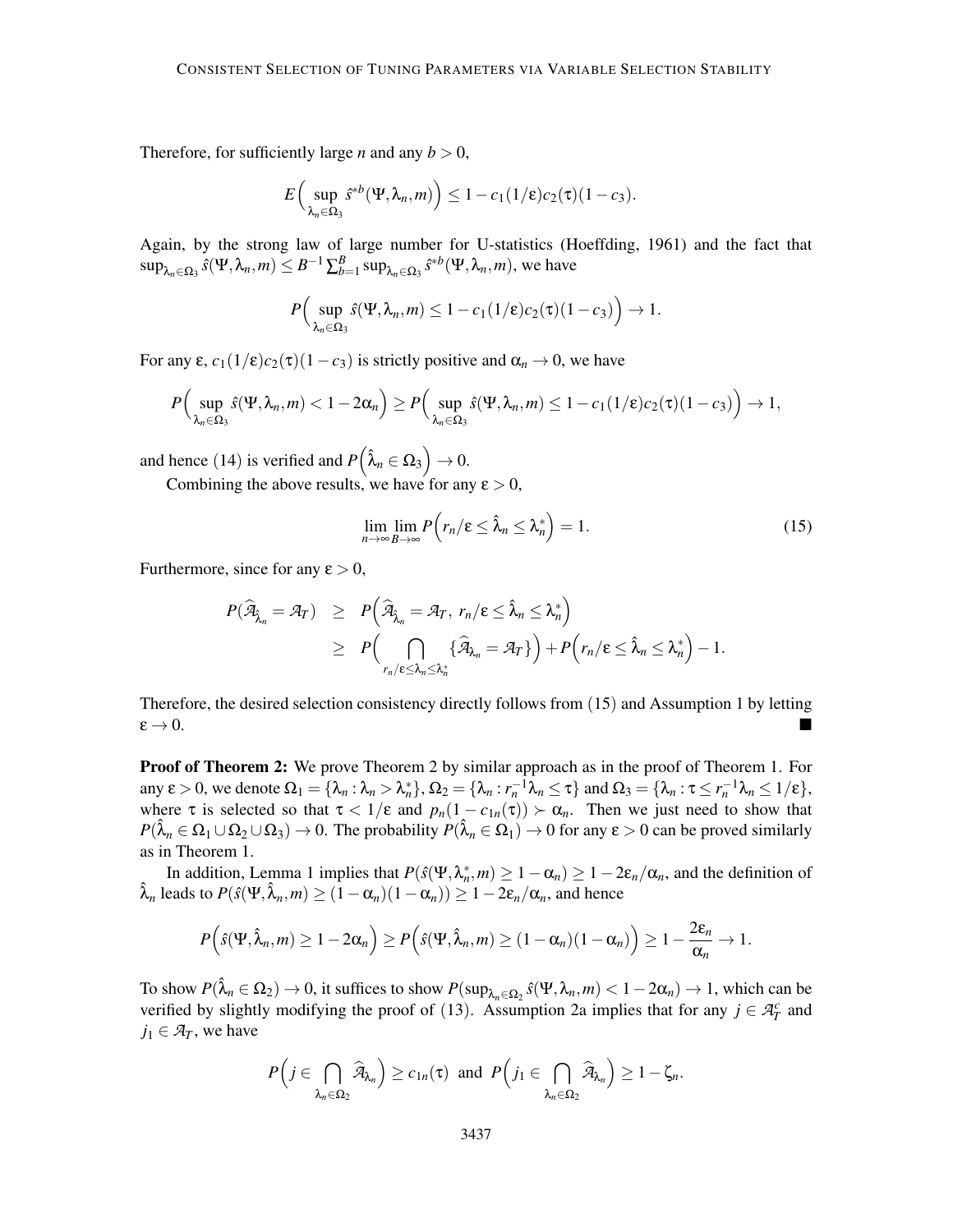Therefore, for sufficiently large $n$ and any $b > 0$,

$$E\Big(\sup_{\lambda_n \in \Omega_3} \hat{s}^{*b}(\Psi, \lambda_n, m)\Big) \le 1 - c_1(1/\varepsilon)c_2(\tau)(1-c_3).$$

Again, by the strong law of large number for U-statistics (Hoeffding, 1961) and the fact that $\sup_{\lambda_n \in \Omega_3} \hat{s}(\Psi, \lambda_n, m) \le B^{-1}\sum_{b=1}^{B} \sup_{\lambda_n \in \Omega_3} \hat{s}^{*b}(\Psi, \lambda_n, m)$, we have

$$P\Big(\sup_{\lambda_n \in \Omega_3} \hat{s}(\Psi, \lambda_n, m) \le 1 - c_1(1/\varepsilon)c_2(\tau)(1-c_3)\Big) \to 1.$$

For any $\varepsilon$, $c_1(1/\varepsilon)c_2(\tau)(1-c_3)$ is strictly positive and $\alpha_n \to 0$, we have

$$P\Big(\sup_{\lambda_n \in \Omega_3} \hat{s}(\Psi, \lambda_n, m) < 1 - 2\alpha_n\Big) \ge P\Big(\sup_{\lambda_n \in \Omega_3} \hat{s}(\Psi, \lambda_n, m) \le 1 - c_1(1/\varepsilon)c_2(\tau)(1-c_3)\Big) \to 1,$$

and hence (14) is verified and $P\Big(\hat{\lambda}_n \in \Omega_3\Big) \to 0$.

Combining the above results, we have for any $\varepsilon > 0$,

$$\lim_{n\to\infty}\lim_{B\to\infty} P\Big(r_n/\varepsilon \le \hat{\lambda}_n \le \lambda_n^*\Big) = 1. \tag{15}$$

Furthermore, since for any $\varepsilon > 0$,

$$\begin{aligned}
P(\widehat{\mathcal{A}}_{\hat{\lambda}_n} = \mathcal{A}_T) &\ge P\Big(\widehat{\mathcal{A}}_{\hat{\lambda}_n} = \mathcal{A}_T,\ r_n/\varepsilon \le \hat{\lambda}_n \le \lambda_n^*\Big) \\
&\ge P\Big(\bigcap_{r_n/\varepsilon \le \lambda_n \le \lambda_n^*} \{\widehat{\mathcal{A}}_{\lambda_n} = \mathcal{A}_T\}\Big) + P\Big(r_n/\varepsilon \le \hat{\lambda}_n \le \lambda_n^*\Big) - 1.
\end{aligned}$$

Therefore, the desired selection consistency directly follows from (15) and Assumption 1 by letting $\varepsilon \to 0$. ■

**Proof of Theorem 2:** We prove Theorem 2 by similar approach as in the proof of Theorem 1. For any $\varepsilon > 0$, we denote $\Omega_1 = \{\lambda_n : \lambda_n > \lambda_n^*\}$, $\Omega_2 = \{\lambda_n : r_n^{-1}\lambda_n \le \tau\}$ and $\Omega_3 = \{\lambda_n : \tau \le r_n^{-1}\lambda_n \le 1/\varepsilon\}$, where $\tau$ is selected so that $\tau < 1/\varepsilon$ and $p_n(1 - c_{1n}(\tau)) \succ \alpha_n$. Then we just need to show that $P(\hat{\lambda}_n \in \Omega_1 \cup \Omega_2 \cup \Omega_3) \to 0$. The probability $P(\hat{\lambda}_n \in \Omega_1) \to 0$ for any $\varepsilon > 0$ can be proved similarly as in Theorem 1.

In addition, Lemma 1 implies that $P(\hat{s}(\Psi, \lambda_n^*, m) \ge 1 - \alpha_n) \ge 1 - 2\varepsilon_n/\alpha_n$, and the definition of $\hat{\lambda}_n$ leads to $P(\hat{s}(\Psi, \hat{\lambda}_n, m) \ge (1-\alpha_n)(1-\alpha_n)) \ge 1 - 2\varepsilon_n/\alpha_n$, and hence

$$P\Big(\hat{s}(\Psi, \hat{\lambda}_n, m) \ge 1 - 2\alpha_n\Big) \ge P\Big(\hat{s}(\Psi, \hat{\lambda}_n, m) \ge (1-\alpha_n)(1-\alpha_n)\Big) \ge 1 - \frac{2\varepsilon_n}{\alpha_n} \to 1.$$

To show $P(\hat{\lambda}_n \in \Omega_2) \to 0$, it suffices to show $P(\sup_{\lambda_n \in \Omega_2} \hat{s}(\Psi, \lambda_n, m) < 1 - 2\alpha_n) \to 1$, which can be verified by slightly modifying the proof of (13). Assumption 2a implies that for any $j \in \mathcal{A}_T^c$ and $j_1 \in \mathcal{A}_T$, we have

$$P\Big(j \in \bigcap_{\lambda_n \in \Omega_2} \widehat{\mathcal{A}}_{\lambda_n}\Big) \ge c_{1n}(\tau) \text{ and } P\Big(j_1 \in \bigcap_{\lambda_n \in \Omega_2} \widehat{\mathcal{A}}_{\lambda_n}\Big) \ge 1 - \zeta_n.$$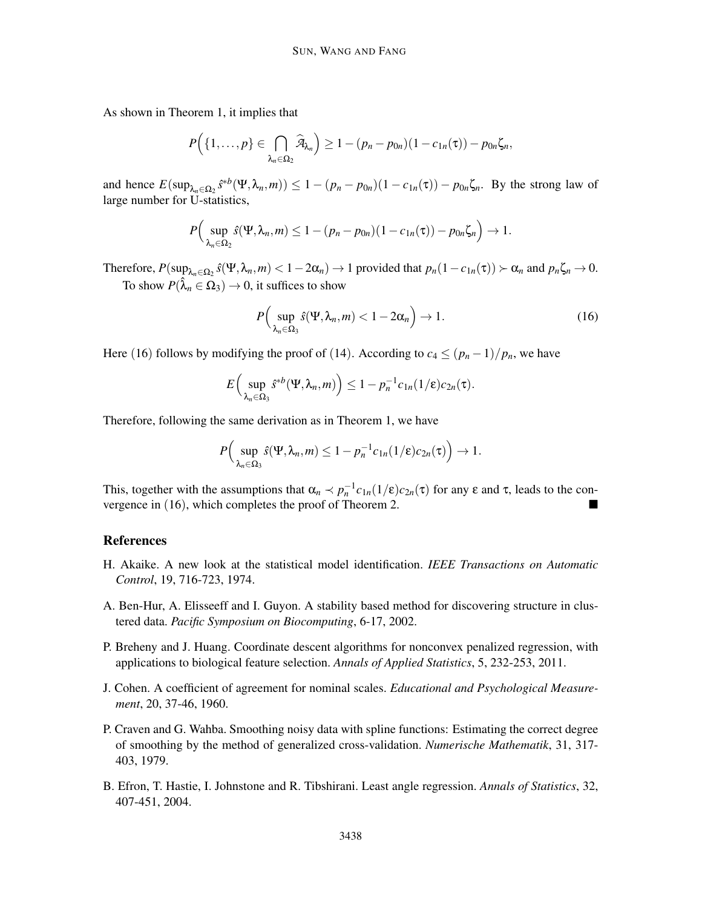As shown in Theorem 1, it implies that

$$P\Big(\{1,\ldots,p\} \in \bigcap_{\lambda_n \in \Omega_2} \widehat{\mathcal{A}}_{\lambda_n}\Big) \geq 1-(p_n-p_{0n})(1-c_{1n}(\tau))-p_{0n}\zeta_n,$$

and hence $E(\sup_{\lambda_n \in \Omega_2} \hat{s}^{*b}(\Psi,\lambda_n,m)) \leq 1-(p_n-p_{0n})(1-c_{1n}(\tau))-p_{0n}\zeta_n$. By the strong law of large number for U-statistics,

$$P\Big(\sup_{\lambda_n \in \Omega_2} \hat{s}(\Psi,\lambda_n,m) \leq 1-(p_n-p_{0n})(1-c_{1n}(\tau))-p_{0n}\zeta_n\Big) \to 1.$$

Therefore, $P(\sup_{\lambda_n \in \Omega_2} \hat{s}(\Psi,\lambda_n,m) < 1-2\alpha_n) \to 1$ provided that $p_n(1-c_{1n}(\tau)) \succ \alpha_n$ and $p_n\zeta_n \to 0$.

To show $P(\hat{\lambda}_n \in \Omega_3) \to 0$, it suffices to show

$$P\Big(\sup_{\lambda_n \in \Omega_3} \hat{s}(\Psi,\lambda_n,m) < 1-2\alpha_n\Big) \to 1. \tag{16}$$

Here (16) follows by modifying the proof of (14). According to $c_4 \leq (p_n-1)/p_n$, we have

$$E\Big(\sup_{\lambda_n \in \Omega_3} \hat{s}^{*b}(\Psi,\lambda_n,m)\Big) \leq 1-p_n^{-1}c_{1n}(1/\varepsilon)c_{2n}(\tau).$$

Therefore, following the same derivation as in Theorem 1, we have

$$P\Big(\sup_{\lambda_n \in \Omega_3} \hat{s}(\Psi,\lambda_n,m) \leq 1-p_n^{-1}c_{1n}(1/\varepsilon)c_{2n}(\tau)\Big) \to 1.$$

This, together with the assumptions that $\alpha_n \prec p_n^{-1}c_{1n}(1/\varepsilon)c_{2n}(\tau)$ for any $\varepsilon$ and $\tau$, leads to the convergence in (16), which completes the proof of Theorem 2. ■

## References

H. Akaike. A new look at the statistical model identification. *IEEE Transactions on Automatic Control*, 19, 716-723, 1974.

A. Ben-Hur, A. Elisseeff and I. Guyon. A stability based method for discovering structure in clustered data. *Pacific Symposium on Biocomputing*, 6-17, 2002.

P. Breheny and J. Huang. Coordinate descent algorithms for nonconvex penalized regression, with applications to biological feature selection. *Annals of Applied Statistics*, 5, 232-253, 2011.

J. Cohen. A coefficient of agreement for nominal scales. *Educational and Psychological Measurement*, 20, 37-46, 1960.

P. Craven and G. Wahba. Smoothing noisy data with spline functions: Estimating the correct degree of smoothing by the method of generalized cross-validation. *Numerische Mathematik*, 31, 317-403, 1979.

B. Efron, T. Hastie, I. Johnstone and R. Tibshirani. Least angle regression. *Annals of Statistics*, 32, 407-451, 2004.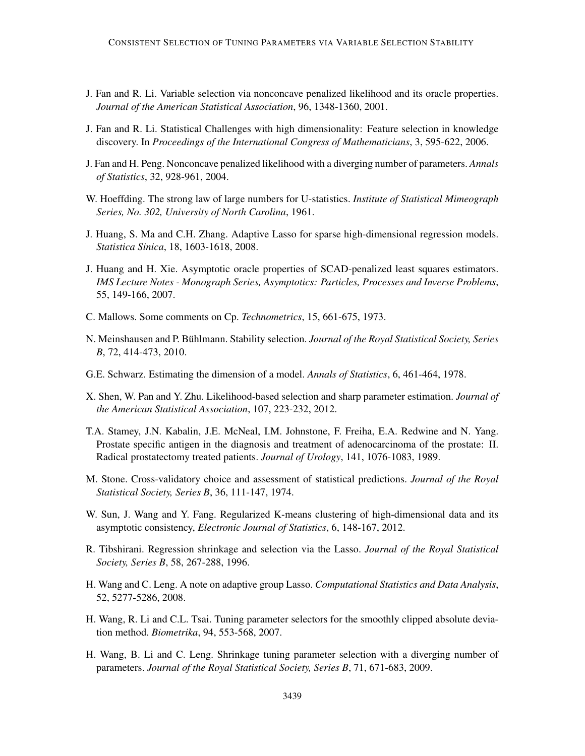J. Fan and R. Li. Variable selection via nonconcave penalized likelihood and its oracle properties. *Journal of the American Statistical Association*, 96, 1348-1360, 2001.

J. Fan and R. Li. Statistical Challenges with high dimensionality: Feature selection in knowledge discovery. In *Proceedings of the International Congress of Mathematicians*, 3, 595-622, 2006.

J. Fan and H. Peng. Nonconcave penalized likelihood with a diverging number of parameters. *Annals of Statistics*, 32, 928-961, 2004.

W. Hoeffding. The strong law of large numbers for U-statistics. *Institute of Statistical Mimeograph Series, No. 302, University of North Carolina*, 1961.

J. Huang, S. Ma and C.H. Zhang. Adaptive Lasso for sparse high-dimensional regression models. *Statistica Sinica*, 18, 1603-1618, 2008.

J. Huang and H. Xie. Asymptotic oracle properties of SCAD-penalized least squares estimators. *IMS Lecture Notes - Monograph Series, Asymptotics: Particles, Processes and Inverse Problems*, 55, 149-166, 2007.

C. Mallows. Some comments on Cp. *Technometrics*, 15, 661-675, 1973.

N. Meinshausen and P. Bühlmann. Stability selection. *Journal of the Royal Statistical Society, Series B*, 72, 414-473, 2010.

G.E. Schwarz. Estimating the dimension of a model. *Annals of Statistics*, 6, 461-464, 1978.

X. Shen, W. Pan and Y. Zhu. Likelihood-based selection and sharp parameter estimation. *Journal of the American Statistical Association*, 107, 223-232, 2012.

T.A. Stamey, J.N. Kabalin, J.E. McNeal, I.M. Johnstone, F. Freiha, E.A. Redwine and N. Yang. Prostate specific antigen in the diagnosis and treatment of adenocarcinoma of the prostate: II. Radical prostatectomy treated patients. *Journal of Urology*, 141, 1076-1083, 1989.

M. Stone. Cross-validatory choice and assessment of statistical predictions. *Journal of the Royal Statistical Society, Series B*, 36, 111-147, 1974.

W. Sun, J. Wang and Y. Fang. Regularized K-means clustering of high-dimensional data and its asymptotic consistency, *Electronic Journal of Statistics*, 6, 148-167, 2012.

R. Tibshirani. Regression shrinkage and selection via the Lasso. *Journal of the Royal Statistical Society, Series B*, 58, 267-288, 1996.

H. Wang and C. Leng. A note on adaptive group Lasso. *Computational Statistics and Data Analysis*, 52, 5277-5286, 2008.

H. Wang, R. Li and C.L. Tsai. Tuning parameter selectors for the smoothly clipped absolute deviation method. *Biometrika*, 94, 553-568, 2007.

H. Wang, B. Li and C. Leng. Shrinkage tuning parameter selection with a diverging number of parameters. *Journal of the Royal Statistical Society, Series B*, 71, 671-683, 2009.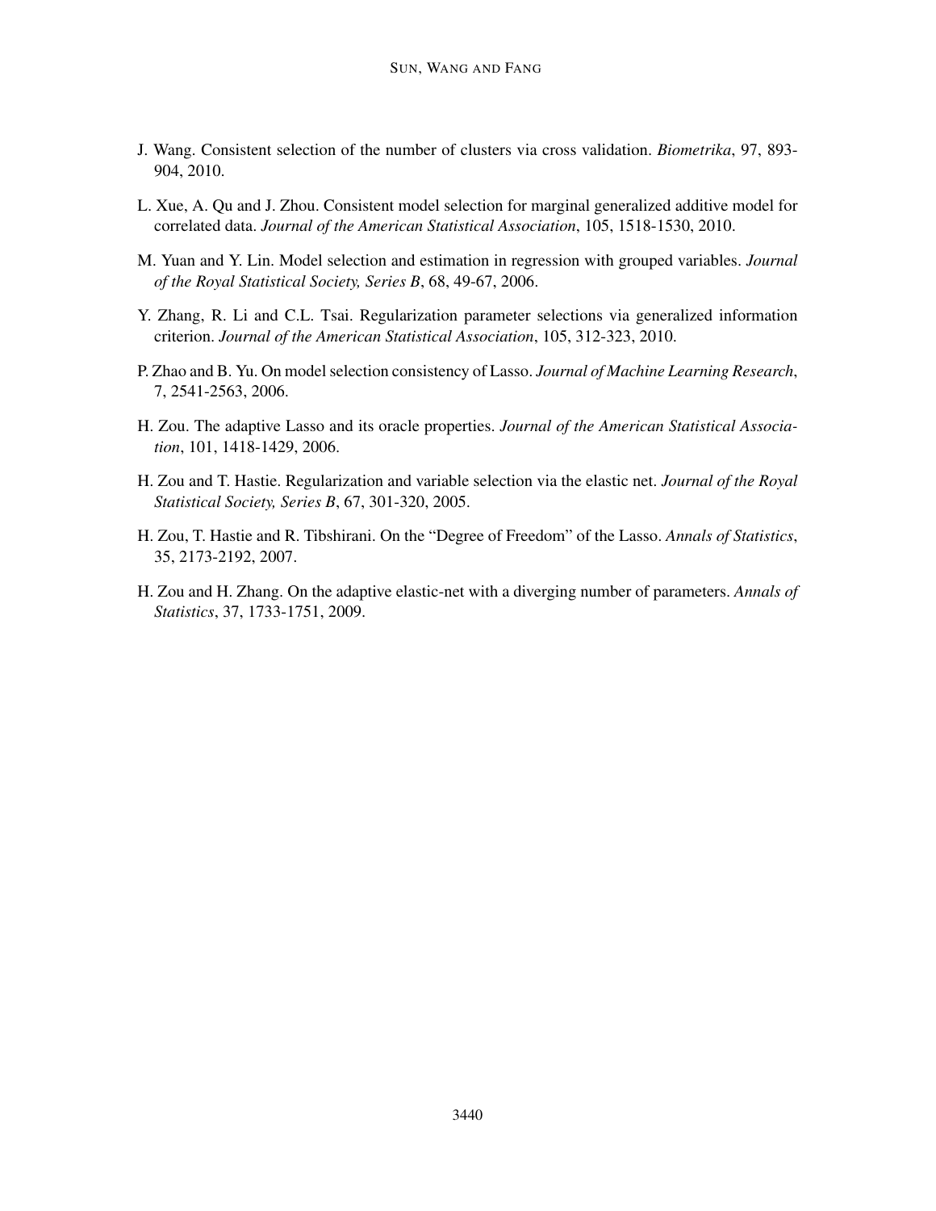J. Wang. Consistent selection of the number of clusters via cross validation. *Biometrika*, 97, 893-904, 2010.

L. Xue, A. Qu and J. Zhou. Consistent model selection for marginal generalized additive model for correlated data. *Journal of the American Statistical Association*, 105, 1518-1530, 2010.

M. Yuan and Y. Lin. Model selection and estimation in regression with grouped variables. *Journal of the Royal Statistical Society, Series B*, 68, 49-67, 2006.

Y. Zhang, R. Li and C.L. Tsai. Regularization parameter selections via generalized information criterion. *Journal of the American Statistical Association*, 105, 312-323, 2010.

P. Zhao and B. Yu. On model selection consistency of Lasso. *Journal of Machine Learning Research*, 7, 2541-2563, 2006.

H. Zou. The adaptive Lasso and its oracle properties. *Journal of the American Statistical Association*, 101, 1418-1429, 2006.

H. Zou and T. Hastie. Regularization and variable selection via the elastic net. *Journal of the Royal Statistical Society, Series B*, 67, 301-320, 2005.

H. Zou, T. Hastie and R. Tibshirani. On the "Degree of Freedom" of the Lasso. *Annals of Statistics*, 35, 2173-2192, 2007.

H. Zou and H. Zhang. On the adaptive elastic-net with a diverging number of parameters. *Annals of Statistics*, 37, 1733-1751, 2009.